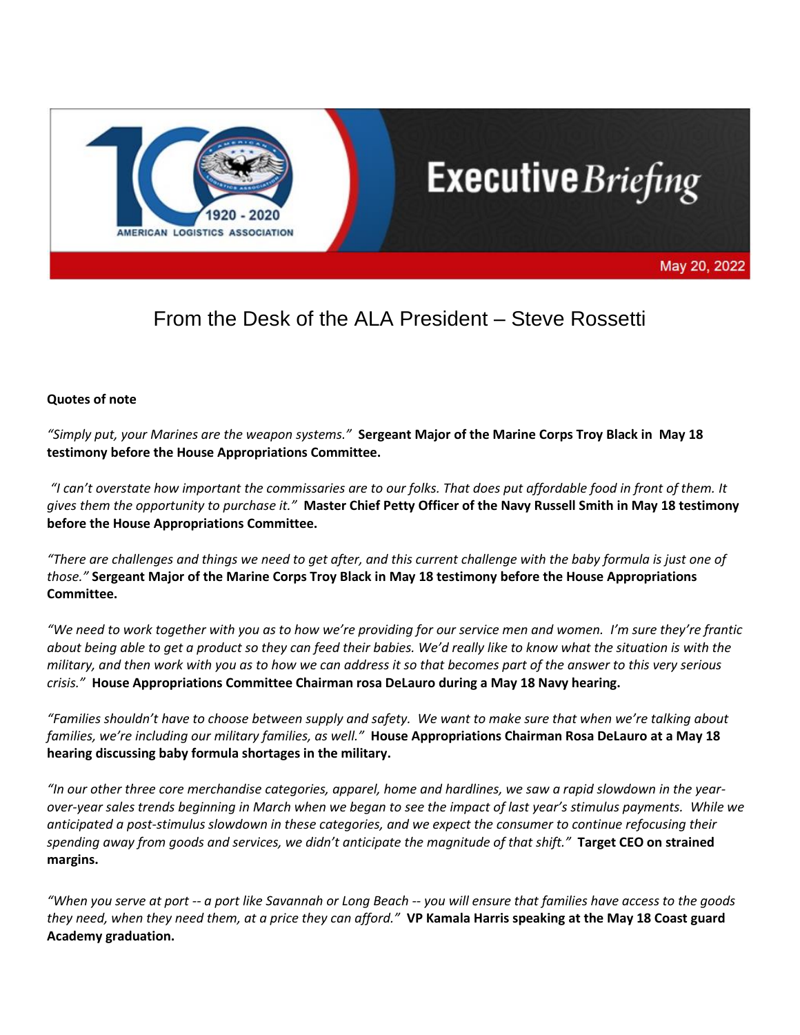Executive Briefing

May 20, 2022

# From the Desk of the ALA President – Steve Rossetti

**Quotes of note**

*"Simply put, your Marines are the weapon systems."* **Sergeant Major of the Marine Corps Troy Black in May 18 testimony before the House Appropriations Committee.**

*"I can't overstate how important the commissaries are to our folks. That does put affordable food in front of them. It gives them the opportunity to purchase it."* **Master Chief Petty Officer of the Navy Russell Smith in May 18 testimony before the House Appropriations Committee.**

*"There are challenges and things we need to get after, and this current challenge with the baby formula is just one of those."* **Sergeant Major of the Marine Corps Troy Black in May 18 testimony before the House Appropriations Committee.**

*"We need to work together with you as to how we're providing for our service men and women. I'm sure they're frantic about being able to get a product so they can feed their babies. We'd really like to know what the situation is with the military, and then work with you as to how we can address it so that becomes part of the answer to this very serious crisis."* **House Appropriations Committee Chairman rosa DeLauro during a May 18 Navy hearing.**

*"Families shouldn't have to choose between supply and safety. We want to make sure that when we're talking about families, we're including our military families, as well."* **House Appropriations Chairman Rosa DeLauro at a May 18 hearing discussing baby formula shortages in the military.**

*"In our other three core merchandise categories, apparel, home and hardlines, we saw a rapid slowdown in the year-over-year sales trends beginning in March when we began to see the impact of last year's stimulus payments. While we anticipated a post-stimulus slowdown in these categories, and we expect the consumer to continue refocusing their spending away from goods and services, we didn't anticipate the magnitude of that shift."* **Target CEO on strained margins.**

*"When you serve at port -- a port like Savannah or Long Beach -- you will ensure that families have access to the goods they need, when they need them, at a price they can afford."* **VP Kamala Harris speaking at the May 18 Coast guard Academy graduation.**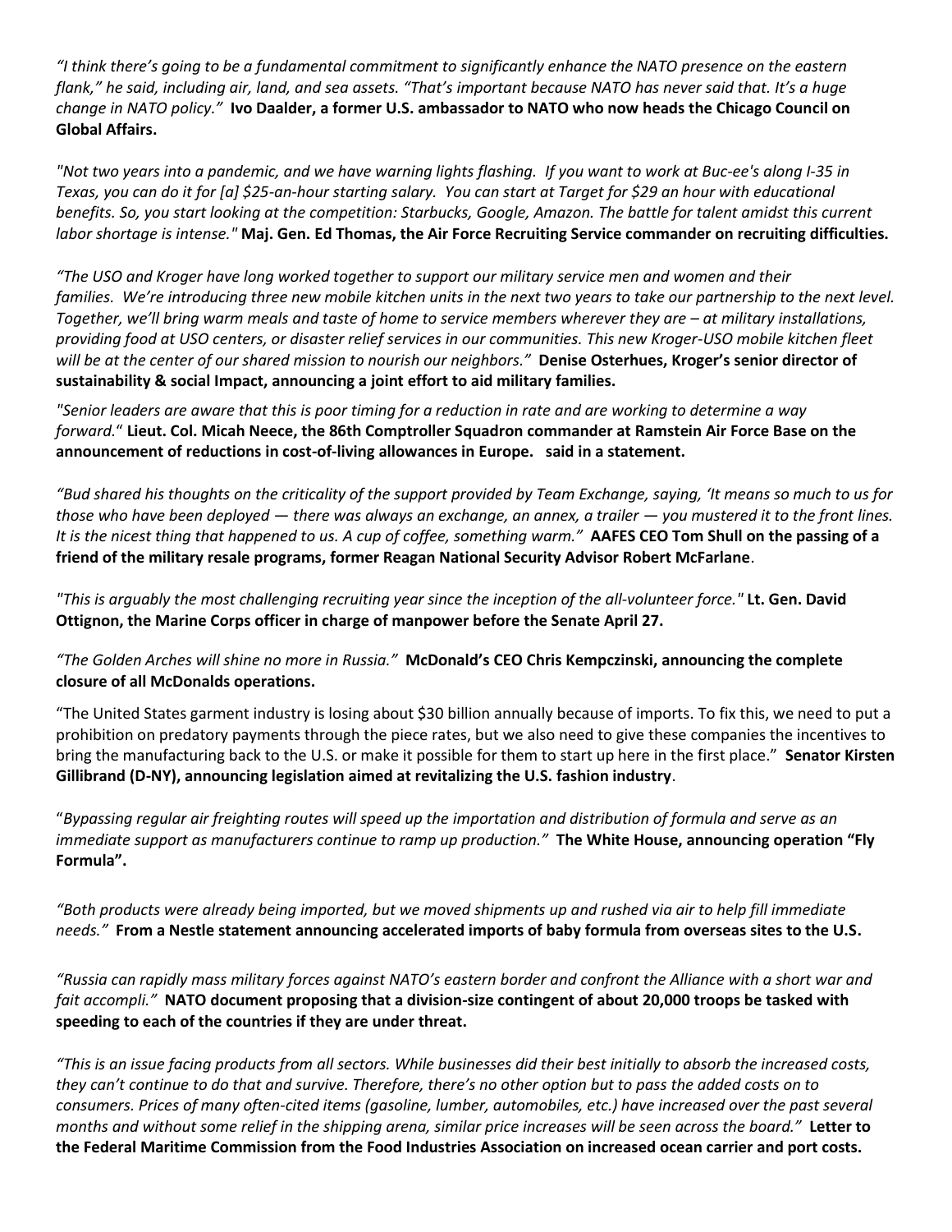*"I think there's going to be a fundamental commitment to significantly enhance the NATO presence on the eastern flank," he said, including air, land, and sea assets. "That's important because NATO has never said that. It's a huge change in NATO policy."* **Ivo Daalder, a former U.S. ambassador to NATO who now heads the Chicago Council on Global Affairs.**

*"Not two years into a pandemic, and we have warning lights flashing. If you want to work at Buc-ee's along I-35 in Texas, you can do it for [a] $25-an-hour starting salary. You can start at Target for $29 an hour with educational benefits. So, you start looking at the competition: Starbucks, Google, Amazon. The battle for talent amidst this current labor shortage is intense."* **Maj. Gen. Ed Thomas, the Air Force Recruiting Service commander on recruiting difficulties.**

*"The USO and Kroger have long worked together to support our military service men and women and their families. We're introducing three new mobile kitchen units in the next two years to take our partnership to the next level. Together, we'll bring warm meals and taste of home to service members wherever they are – at military installations, providing food at USO centers, or disaster relief services in our communities. This new Kroger-USO mobile kitchen fleet will be at the center of our shared mission to nourish our neighbors."* **Denise Osterhues, Kroger's senior director of sustainability & social Impact, announcing a joint effort to aid military families.**

*"Senior leaders are aware that this is poor timing for a reduction in rate and are working to determine a way forward."* **Lieut. Col. Micah Neece, the 86th Comptroller Squadron commander at Ramstein Air Force Base on the announcement of reductions in cost-of-living allowances in Europe. said in a statement.**

*"Bud shared his thoughts on the criticality of the support provided by Team Exchange, saying, 'It means so much to us for those who have been deployed — there was always an exchange, an annex, a trailer — you mustered it to the front lines. It is the nicest thing that happened to us. A cup of coffee, something warm."* **AAFES CEO Tom Shull on the passing of a friend of the military resale programs, former Reagan National Security Advisor Robert McFarlane**.

*"This is arguably the most challenging recruiting year since the inception of the all-volunteer force."* **Lt. Gen. David Ottignon, the Marine Corps officer in charge of manpower before the Senate April 27.**

*"The Golden Arches will shine no more in Russia."* **McDonald's CEO Chris Kempczinski, announcing the complete closure of all McDonalds operations.**

"The United States garment industry is losing about $30 billion annually because of imports. To fix this, we need to put a prohibition on predatory payments through the piece rates, but we also need to give these companies the incentives to bring the manufacturing back to the U.S. or make it possible for them to start up here in the first place." **Senator Kirsten Gillibrand (D-NY), announcing legislation aimed at revitalizing the U.S. fashion industry**.

"*Bypassing regular air freighting routes will speed up the importation and distribution of formula and serve as an immediate support as manufacturers continue to ramp up production."* **The White House, announcing operation "Fly Formula".**

*"Both products were already being imported, but we moved shipments up and rushed via air to help fill immediate needs."* **From a Nestle statement announcing accelerated imports of baby formula from overseas sites to the U.S.**

*"Russia can rapidly mass military forces against NATO's eastern border and confront the Alliance with a short war and fait accompli."* **NATO document proposing that a division-size contingent of about 20,000 troops be tasked with speeding to each of the countries if they are under threat.**

*"This is an issue facing products from all sectors. While businesses did their best initially to absorb the increased costs, they can't continue to do that and survive. Therefore, there's no other option but to pass the added costs on to consumers. Prices of many often-cited items (gasoline, lumber, automobiles, etc.) have increased over the past several months and without some relief in the shipping arena, similar price increases will be seen across the board."* **Letter to the Federal Maritime Commission from the Food Industries Association on increased ocean carrier and port costs.**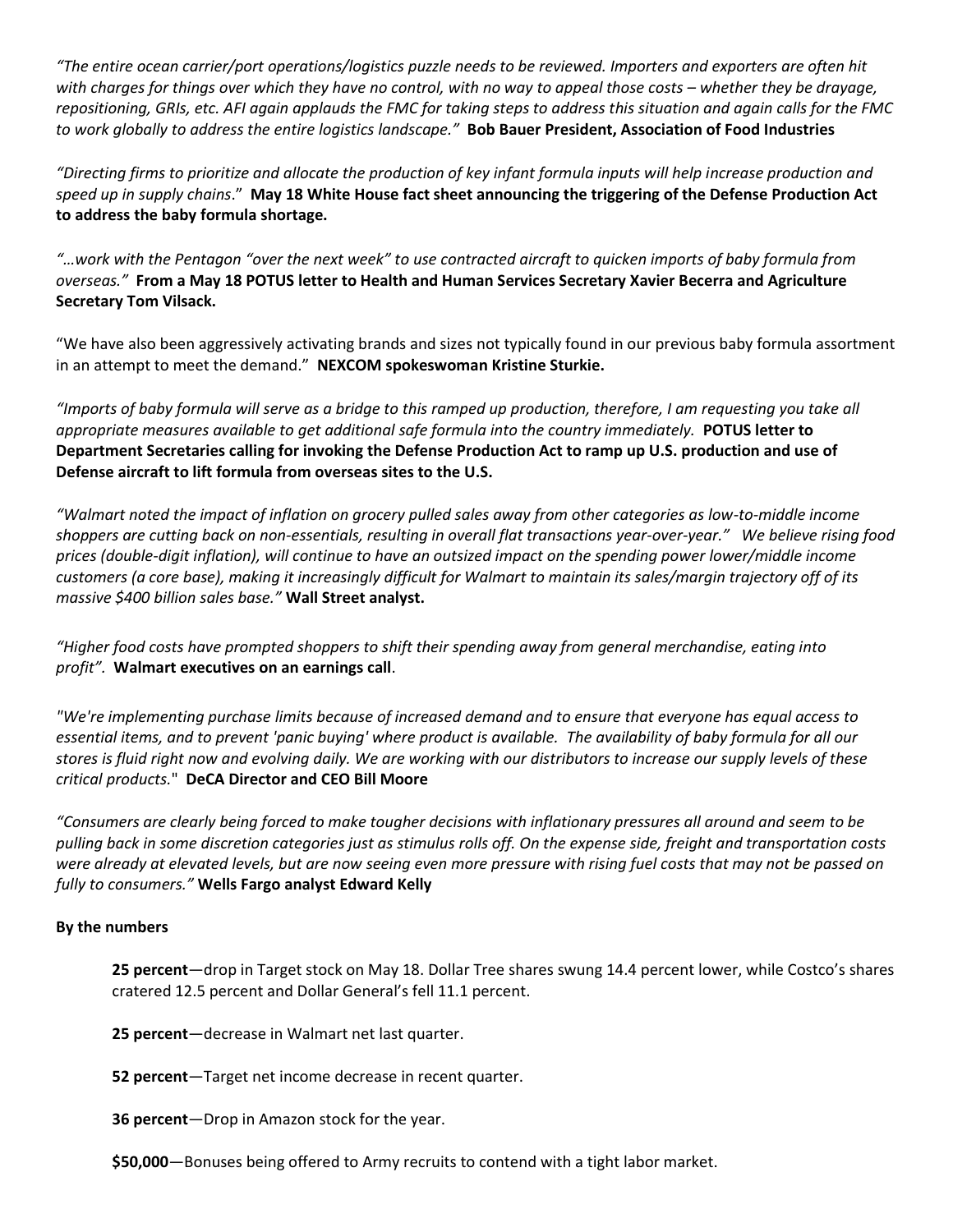*"The entire ocean carrier/port operations/logistics puzzle needs to be reviewed. Importers and exporters are often hit with charges for things over which they have no control, with no way to appeal those costs – whether they be drayage, repositioning, GRIs, etc. AFI again applauds the FMC for taking steps to address this situation and again calls for the FMC to work globally to address the entire logistics landscape."* **Bob Bauer President, Association of Food Industries**

*"Directing firms to prioritize and allocate the production of key infant formula inputs will help increase production and speed up in supply chains*." **May 18 White House fact sheet announcing the triggering of the Defense Production Act to address the baby formula shortage.**

*"…work with the Pentagon "over the next week" to use contracted aircraft to quicken imports of baby formula from overseas."* **From a May 18 POTUS letter to Health and Human Services Secretary Xavier Becerra and Agriculture Secretary Tom Vilsack.**

"We have also been aggressively activating brands and sizes not typically found in our previous baby formula assortment in an attempt to meet the demand." **NEXCOM spokeswoman Kristine Sturkie.**

*"Imports of baby formula will serve as a bridge to this ramped up production, therefore, I am requesting you take all appropriate measures available to get additional safe formula into the country immediately.* **POTUS letter to Department Secretaries calling for invoking the Defense Production Act to ramp up U.S. production and use of Defense aircraft to lift formula from overseas sites to the U.S.**

*"Walmart noted the impact of inflation on grocery pulled sales away from other categories as low-to-middle income shoppers are cutting back on non-essentials, resulting in overall flat transactions year-over-year." We believe rising food prices (double-digit inflation), will continue to have an outsized impact on the spending power lower/middle income customers (a core base), making it increasingly difficult for Walmart to maintain its sales/margin trajectory off of its massive $400 billion sales base."* **Wall Street analyst.**

*"Higher food costs have prompted shoppers to shift their spending away from general merchandise, eating into profit".* **Walmart executives on an earnings call**.

*"We're implementing purchase limits because of increased demand and to ensure that everyone has equal access to essential items, and to prevent 'panic buying' where product is available. The availability of baby formula for all our stores is fluid right now and evolving daily. We are working with our distributors to increase our supply levels of these critical products."* **DeCA Director and CEO Bill Moore**

*"Consumers are clearly being forced to make tougher decisions with inflationary pressures all around and seem to be pulling back in some discretion categories just as stimulus rolls off. On the expense side, freight and transportation costs were already at elevated levels, but are now seeing even more pressure with rising fuel costs that may not be passed on fully to consumers."* **Wells Fargo analyst Edward Kelly**

**By the numbers**

**25 percent**—drop in Target stock on May 18. Dollar Tree shares swung 14.4 percent lower, while Costco's shares cratered 12.5 percent and Dollar General's fell 11.1 percent.

**25 percent**—decrease in Walmart net last quarter.

**52 percent**—Target net income decrease in recent quarter.

**36 percent**—Drop in Amazon stock for the year.

**$50,000**—Bonuses being offered to Army recruits to contend with a tight labor market.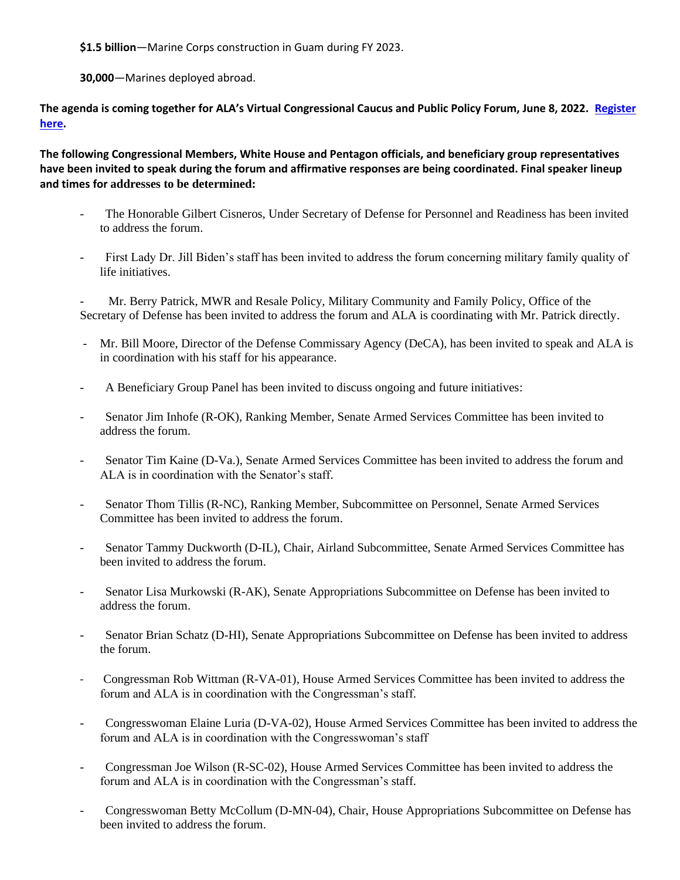**$1.5 billion**—Marine Corps construction in Guam during FY 2023.

**30,000**—Marines deployed abroad.

**The agenda is coming together for ALA's Virtual Congressional Caucus and Public Policy Forum, June 8, 2022. Register here.**

**The following Congressional Members, White House and Pentagon officials, and beneficiary group representatives have been invited to speak during the forum and affirmative responses are being coordinated. Final speaker lineup and times for addresses to be determined:**

- The Honorable Gilbert Cisneros, Under Secretary of Defense for Personnel and Readiness has been invited to address the forum.
- First Lady Dr. Jill Biden's staff has been invited to address the forum concerning military family quality of life initiatives.
- Mr. Berry Patrick, MWR and Resale Policy, Military Community and Family Policy, Office of the Secretary of Defense has been invited to address the forum and ALA is coordinating with Mr. Patrick directly.
- Mr. Bill Moore, Director of the Defense Commissary Agency (DeCA), has been invited to speak and ALA is in coordination with his staff for his appearance.
- A Beneficiary Group Panel has been invited to discuss ongoing and future initiatives:
- Senator Jim Inhofe (R-OK), Ranking Member, Senate Armed Services Committee has been invited to address the forum.
- Senator Tim Kaine (D-Va.), Senate Armed Services Committee has been invited to address the forum and ALA is in coordination with the Senator's staff.
- Senator Thom Tillis (R-NC), Ranking Member, Subcommittee on Personnel, Senate Armed Services Committee has been invited to address the forum.
- Senator Tammy Duckworth (D-IL), Chair, Airland Subcommittee, Senate Armed Services Committee has been invited to address the forum.
- Senator Lisa Murkowski (R-AK), Senate Appropriations Subcommittee on Defense has been invited to address the forum.
- Senator Brian Schatz (D-HI), Senate Appropriations Subcommittee on Defense has been invited to address the forum.
- Congressman Rob Wittman (R-VA-01), House Armed Services Committee has been invited to address the forum and ALA is in coordination with the Congressman's staff.
- Congresswoman Elaine Luria (D-VA-02), House Armed Services Committee has been invited to address the forum and ALA is in coordination with the Congresswoman's staff
- Congressman Joe Wilson (R-SC-02), House Armed Services Committee has been invited to address the forum and ALA is in coordination with the Congressman's staff.
- Congresswoman Betty McCollum (D-MN-04), Chair, House Appropriations Subcommittee on Defense has been invited to address the forum.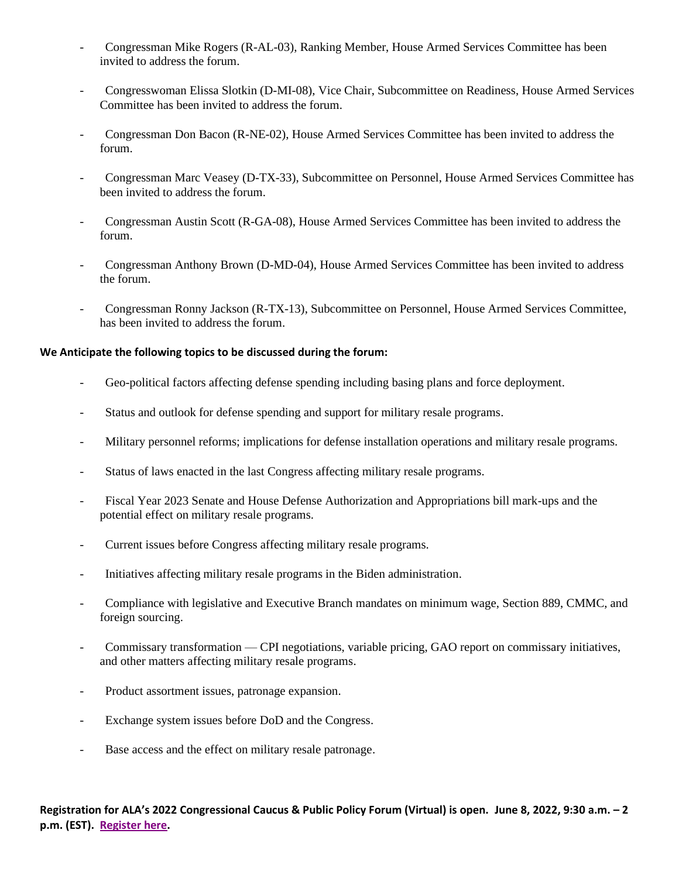- Congressman Mike Rogers (R-AL-03), Ranking Member, House Armed Services Committee has been invited to address the forum.

- Congresswoman Elissa Slotkin (D-MI-08), Vice Chair, Subcommittee on Readiness, House Armed Services Committee has been invited to address the forum.

- Congressman Don Bacon (R-NE-02), House Armed Services Committee has been invited to address the forum.

- Congressman Marc Veasey (D-TX-33), Subcommittee on Personnel, House Armed Services Committee has been invited to address the forum.

- Congressman Austin Scott (R-GA-08), House Armed Services Committee has been invited to address the forum.

- Congressman Anthony Brown (D-MD-04), House Armed Services Committee has been invited to address the forum.

- Congressman Ronny Jackson (R-TX-13), Subcommittee on Personnel, House Armed Services Committee, has been invited to address the forum.

**We Anticipate the following topics to be discussed during the forum:**

- Geo-political factors affecting defense spending including basing plans and force deployment.

- Status and outlook for defense spending and support for military resale programs.

- Military personnel reforms; implications for defense installation operations and military resale programs.

- Status of laws enacted in the last Congress affecting military resale programs.

- Fiscal Year 2023 Senate and House Defense Authorization and Appropriations bill mark-ups and the potential effect on military resale programs.

- Current issues before Congress affecting military resale programs.

- Initiatives affecting military resale programs in the Biden administration.

- Compliance with legislative and Executive Branch mandates on minimum wage, Section 889, CMMC, and foreign sourcing.

- Commissary transformation — CPI negotiations, variable pricing, GAO report on commissary initiatives, and other matters affecting military resale programs.

- Product assortment issues, patronage expansion.

- Exchange system issues before DoD and the Congress.

- Base access and the effect on military resale patronage.

**Registration for ALA's 2022 Congressional Caucus & Public Policy Forum (Virtual) is open. June 8, 2022, 9:30 a.m. – 2 p.m. (EST). Register here.**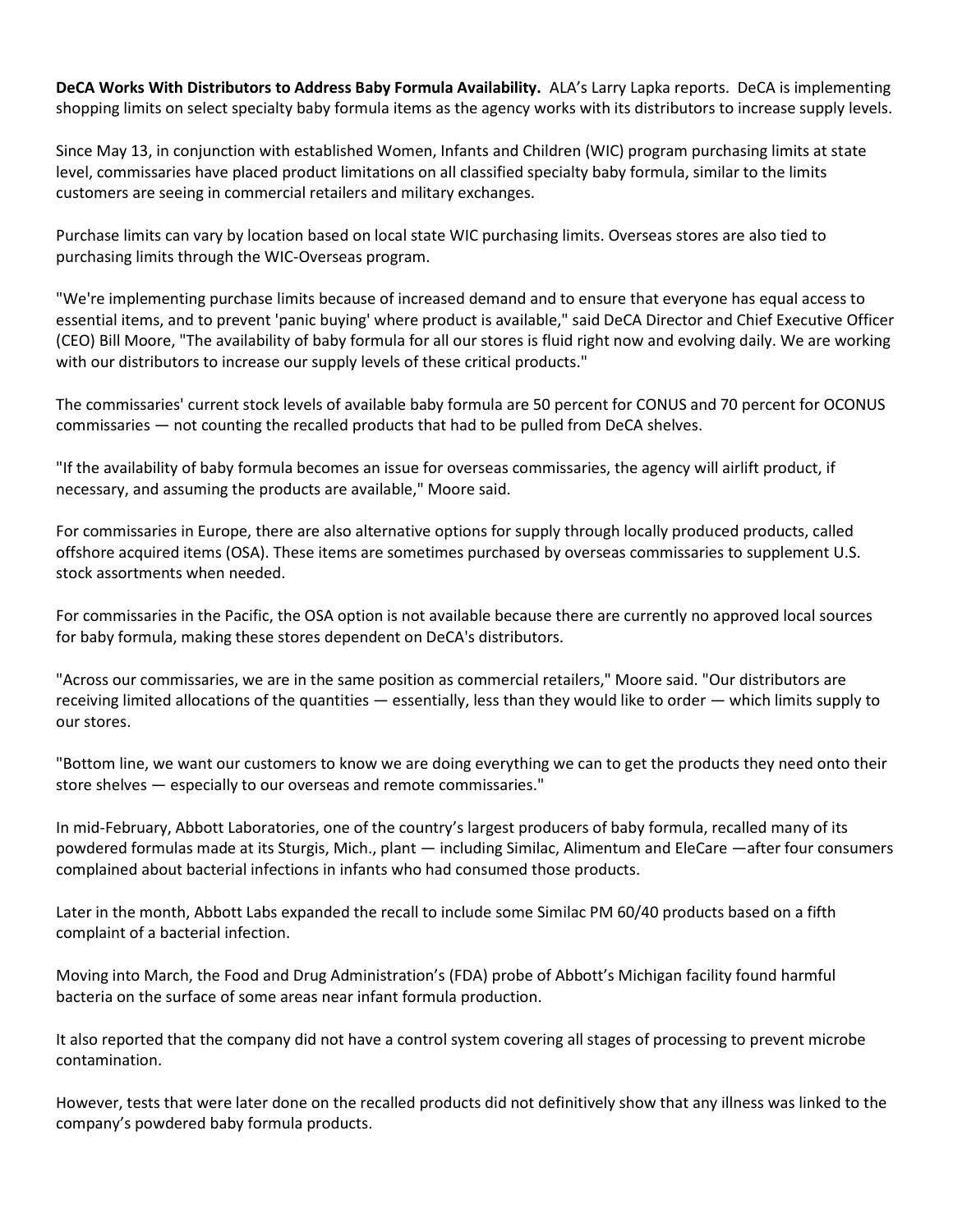**DeCA Works With Distributors to Address Baby Formula Availability.** ALA's Larry Lapka reports. DeCA is implementing shopping limits on select specialty baby formula items as the agency works with its distributors to increase supply levels.

Since May 13, in conjunction with established Women, Infants and Children (WIC) program purchasing limits at state level, commissaries have placed product limitations on all classified specialty baby formula, similar to the limits customers are seeing in commercial retailers and military exchanges.

Purchase limits can vary by location based on local state WIC purchasing limits. Overseas stores are also tied to purchasing limits through the WIC-Overseas program.

"We're implementing purchase limits because of increased demand and to ensure that everyone has equal access to essential items, and to prevent 'panic buying' where product is available," said DeCA Director and Chief Executive Officer (CEO) Bill Moore, "The availability of baby formula for all our stores is fluid right now and evolving daily. We are working with our distributors to increase our supply levels of these critical products."

The commissaries' current stock levels of available baby formula are 50 percent for CONUS and 70 percent for OCONUS commissaries — not counting the recalled products that had to be pulled from DeCA shelves.

"If the availability of baby formula becomes an issue for overseas commissaries, the agency will airlift product, if necessary, and assuming the products are available," Moore said.

For commissaries in Europe, there are also alternative options for supply through locally produced products, called offshore acquired items (OSA). These items are sometimes purchased by overseas commissaries to supplement U.S. stock assortments when needed.

For commissaries in the Pacific, the OSA option is not available because there are currently no approved local sources for baby formula, making these stores dependent on DeCA's distributors.

"Across our commissaries, we are in the same position as commercial retailers," Moore said. "Our distributors are receiving limited allocations of the quantities — essentially, less than they would like to order — which limits supply to our stores.

"Bottom line, we want our customers to know we are doing everything we can to get the products they need onto their store shelves — especially to our overseas and remote commissaries."

In mid-February, Abbott Laboratories, one of the country's largest producers of baby formula, recalled many of its powdered formulas made at its Sturgis, Mich., plant — including Similac, Alimentum and EleCare —after four consumers complained about bacterial infections in infants who had consumed those products.

Later in the month, Abbott Labs expanded the recall to include some Similac PM 60/40 products based on a fifth complaint of a bacterial infection.

Moving into March, the Food and Drug Administration's (FDA) probe of Abbott's Michigan facility found harmful bacteria on the surface of some areas near infant formula production.

It also reported that the company did not have a control system covering all stages of processing to prevent microbe contamination.

However, tests that were later done on the recalled products did not definitively show that any illness was linked to the company's powdered baby formula products.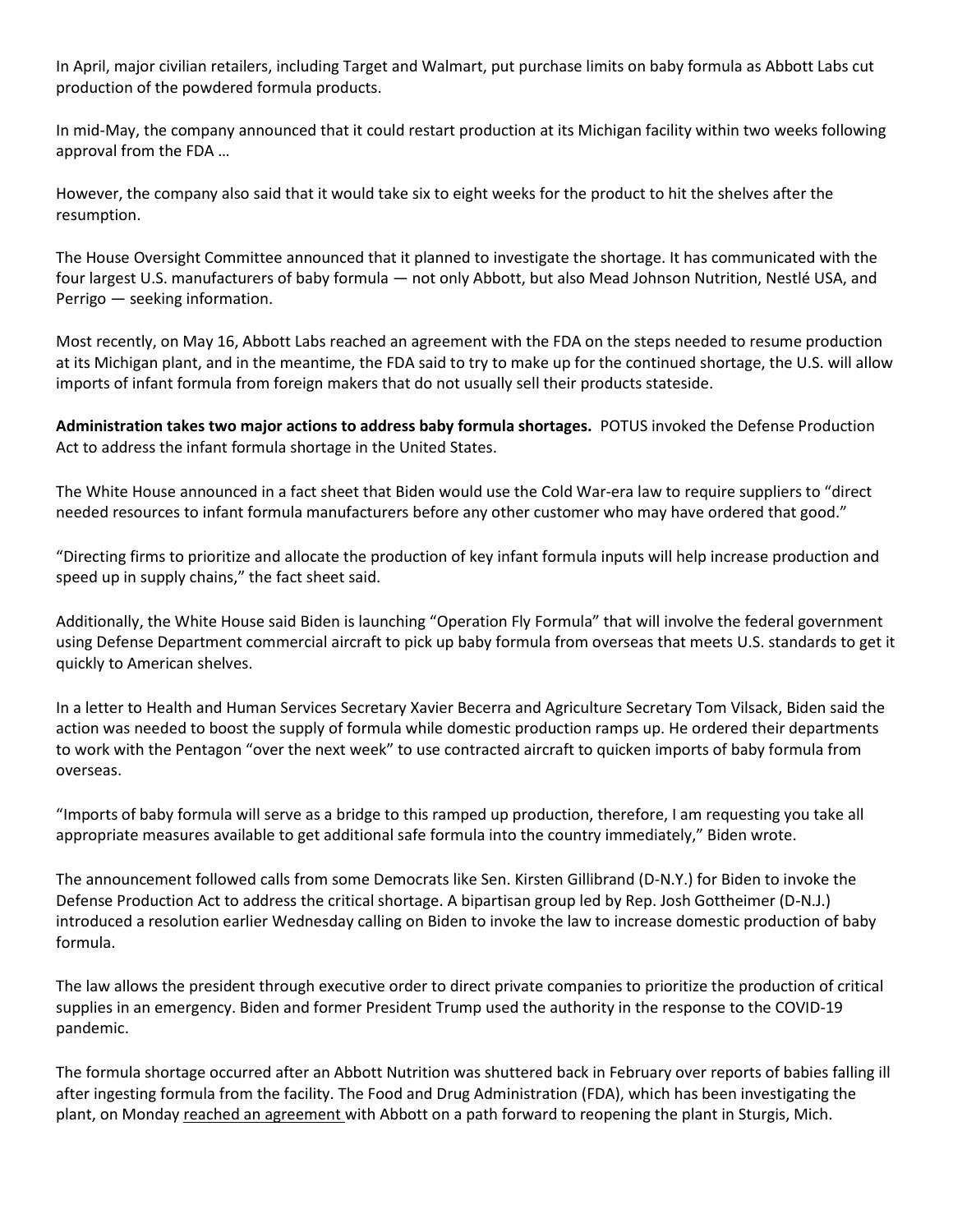In April, major civilian retailers, including Target and Walmart, put purchase limits on baby formula as Abbott Labs cut production of the powdered formula products.

In mid-May, the company announced that it could restart production at its Michigan facility within two weeks following approval from the FDA …

However, the company also said that it would take six to eight weeks for the product to hit the shelves after the resumption.

The House Oversight Committee announced that it planned to investigate the shortage. It has communicated with the four largest U.S. manufacturers of baby formula — not only Abbott, but also Mead Johnson Nutrition, Nestlé USA, and Perrigo — seeking information.

Most recently, on May 16, Abbott Labs reached an agreement with the FDA on the steps needed to resume production at its Michigan plant, and in the meantime, the FDA said to try to make up for the continued shortage, the U.S. will allow imports of infant formula from foreign makers that do not usually sell their products stateside.

**Administration takes two major actions to address baby formula shortages.** POTUS invoked the Defense Production Act to address the infant formula shortage in the United States.

The White House announced in a fact sheet that Biden would use the Cold War-era law to require suppliers to "direct needed resources to infant formula manufacturers before any other customer who may have ordered that good."

"Directing firms to prioritize and allocate the production of key infant formula inputs will help increase production and speed up in supply chains," the fact sheet said.

Additionally, the White House said Biden is launching "Operation Fly Formula" that will involve the federal government using Defense Department commercial aircraft to pick up baby formula from overseas that meets U.S. standards to get it quickly to American shelves.

In a letter to Health and Human Services Secretary Xavier Becerra and Agriculture Secretary Tom Vilsack, Biden said the action was needed to boost the supply of formula while domestic production ramps up. He ordered their departments to work with the Pentagon "over the next week" to use contracted aircraft to quicken imports of baby formula from overseas.

"Imports of baby formula will serve as a bridge to this ramped up production, therefore, I am requesting you take all appropriate measures available to get additional safe formula into the country immediately," Biden wrote.

The announcement followed calls from some Democrats like Sen. Kirsten Gillibrand (D-N.Y.) for Biden to invoke the Defense Production Act to address the critical shortage. A bipartisan group led by Rep. Josh Gottheimer (D-N.J.) introduced a resolution earlier Wednesday calling on Biden to invoke the law to increase domestic production of baby formula.

The law allows the president through executive order to direct private companies to prioritize the production of critical supplies in an emergency. Biden and former President Trump used the authority in the response to the COVID-19 pandemic.

The formula shortage occurred after an Abbott Nutrition was shuttered back in February over reports of babies falling ill after ingesting formula from the facility. The Food and Drug Administration (FDA), which has been investigating the plant, on Monday reached an agreement with Abbott on a path forward to reopening the plant in Sturgis, Mich.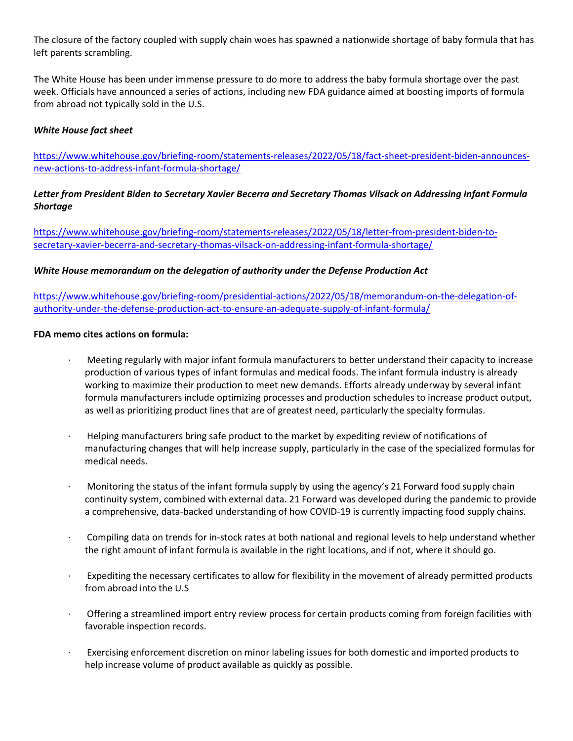The closure of the factory coupled with supply chain woes has spawned a nationwide shortage of baby formula that has left parents scrambling.

The White House has been under immense pressure to do more to address the baby formula shortage over the past week. Officials have announced a series of actions, including new FDA guidance aimed at boosting imports of formula from abroad not typically sold in the U.S.

***White House fact sheet***

https://www.whitehouse.gov/briefing-room/statements-releases/2022/05/18/fact-sheet-president-biden-announces-new-actions-to-address-infant-formula-shortage/

***Letter from President Biden to Secretary Xavier Becerra and Secretary Thomas Vilsack on Addressing Infant Formula Shortage***

https://www.whitehouse.gov/briefing-room/statements-releases/2022/05/18/letter-from-president-biden-to-secretary-xavier-becerra-and-secretary-thomas-vilsack-on-addressing-infant-formula-shortage/

***White House memorandum on the delegation of authority under the Defense Production Act***

https://www.whitehouse.gov/briefing-room/presidential-actions/2022/05/18/memorandum-on-the-delegation-of-authority-under-the-defense-production-act-to-ensure-an-adequate-supply-of-infant-formula/

**FDA memo cites actions on formula:**

- Meeting regularly with major infant formula manufacturers to better understand their capacity to increase production of various types of infant formulas and medical foods. The infant formula industry is already working to maximize their production to meet new demands. Efforts already underway by several infant formula manufacturers include optimizing processes and production schedules to increase product output, as well as prioritizing product lines that are of greatest need, particularly the specialty formulas.
- Helping manufacturers bring safe product to the market by expediting review of notifications of manufacturing changes that will help increase supply, particularly in the case of the specialized formulas for medical needs.
- Monitoring the status of the infant formula supply by using the agency's 21 Forward food supply chain continuity system, combined with external data. 21 Forward was developed during the pandemic to provide a comprehensive, data-backed understanding of how COVID-19 is currently impacting food supply chains.
- Compiling data on trends for in-stock rates at both national and regional levels to help understand whether the right amount of infant formula is available in the right locations, and if not, where it should go.
- Expediting the necessary certificates to allow for flexibility in the movement of already permitted products from abroad into the U.S
- Offering a streamlined import entry review process for certain products coming from foreign facilities with favorable inspection records.
- Exercising enforcement discretion on minor labeling issues for both domestic and imported products to help increase volume of product available as quickly as possible.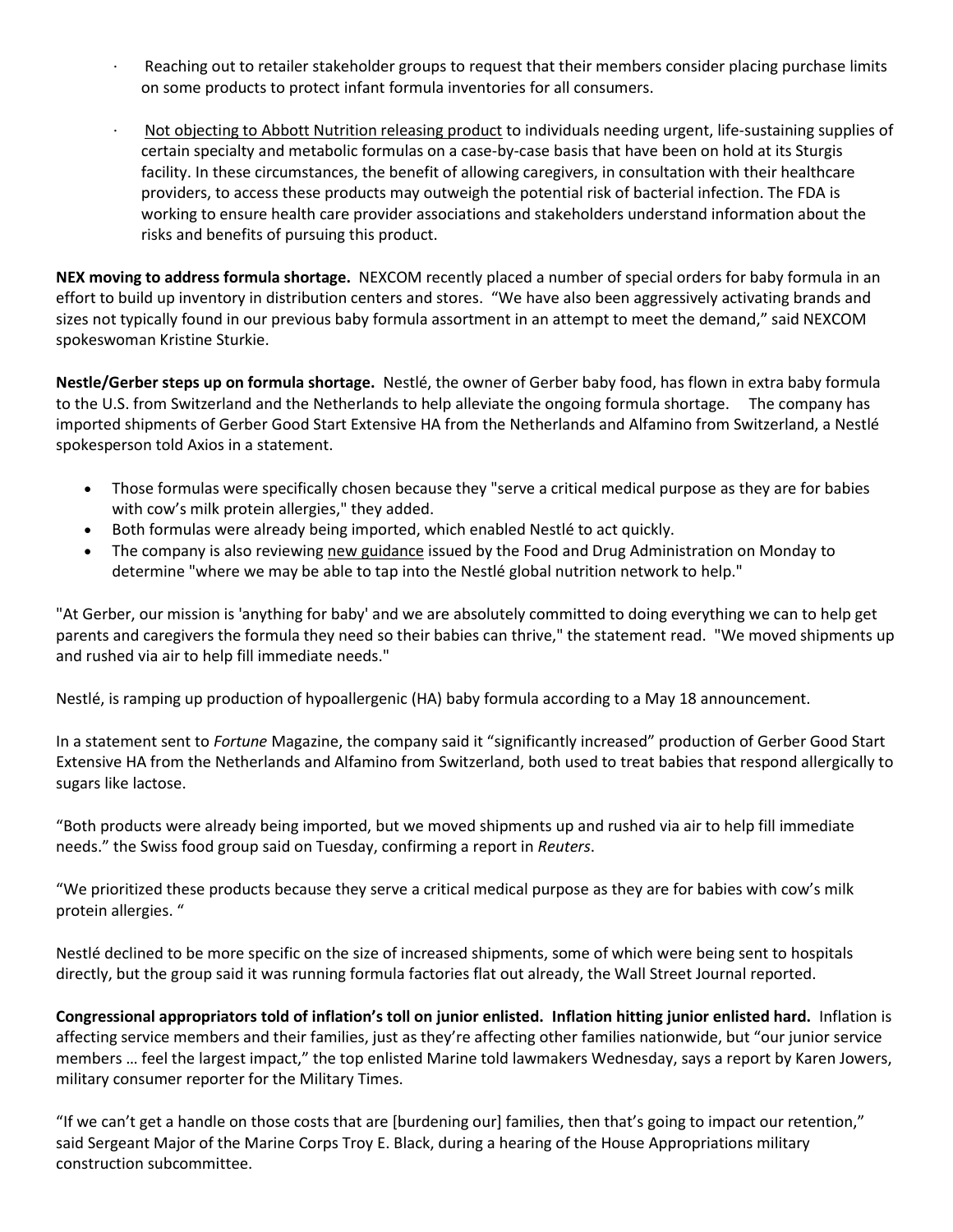- Reaching out to retailer stakeholder groups to request that their members consider placing purchase limits on some products to protect infant formula inventories for all consumers.
- Not objecting to Abbott Nutrition releasing product to individuals needing urgent, life-sustaining supplies of certain specialty and metabolic formulas on a case-by-case basis that have been on hold at its Sturgis facility. In these circumstances, the benefit of allowing caregivers, in consultation with their healthcare providers, to access these products may outweigh the potential risk of bacterial infection. The FDA is working to ensure health care provider associations and stakeholders understand information about the risks and benefits of pursuing this product.

**NEX moving to address formula shortage.** NEXCOM recently placed a number of special orders for baby formula in an effort to build up inventory in distribution centers and stores. "We have also been aggressively activating brands and sizes not typically found in our previous baby formula assortment in an attempt to meet the demand," said NEXCOM spokeswoman Kristine Sturkie.

**Nestle/Gerber steps up on formula shortage.** Nestlé, the owner of Gerber baby food, has flown in extra baby formula to the U.S. from Switzerland and the Netherlands to help alleviate the ongoing formula shortage. The company has imported shipments of Gerber Good Start Extensive HA from the Netherlands and Alfamino from Switzerland, a Nestlé spokesperson told Axios in a statement.

- Those formulas were specifically chosen because they "serve a critical medical purpose as they are for babies with cow's milk protein allergies," they added.
- Both formulas were already being imported, which enabled Nestlé to act quickly.
- The company is also reviewing new guidance issued by the Food and Drug Administration on Monday to determine "where we may be able to tap into the Nestlé global nutrition network to help."

"At Gerber, our mission is 'anything for baby' and we are absolutely committed to doing everything we can to help get parents and caregivers the formula they need so their babies can thrive," the statement read. "We moved shipments up and rushed via air to help fill immediate needs."

Nestlé, is ramping up production of hypoallergenic (HA) baby formula according to a May 18 announcement.

In a statement sent to *Fortune* Magazine, the company said it "significantly increased" production of Gerber Good Start Extensive HA from the Netherlands and Alfamino from Switzerland, both used to treat babies that respond allergically to sugars like lactose.

"Both products were already being imported, but we moved shipments up and rushed via air to help fill immediate needs." the Swiss food group said on Tuesday, confirming a report in *Reuters*.

"We prioritized these products because they serve a critical medical purpose as they are for babies with cow's milk protein allergies. "

Nestlé declined to be more specific on the size of increased shipments, some of which were being sent to hospitals directly, but the group said it was running formula factories flat out already, the Wall Street Journal reported.

**Congressional appropriators told of inflation's toll on junior enlisted. Inflation hitting junior enlisted hard.** Inflation is affecting service members and their families, just as they're affecting other families nationwide, but "our junior service members … feel the largest impact," the top enlisted Marine told lawmakers Wednesday, says a report by Karen Jowers, military consumer reporter for the Military Times.

"If we can't get a handle on those costs that are [burdening our] families, then that's going to impact our retention," said Sergeant Major of the Marine Corps Troy E. Black, during a hearing of the House Appropriations military construction subcommittee.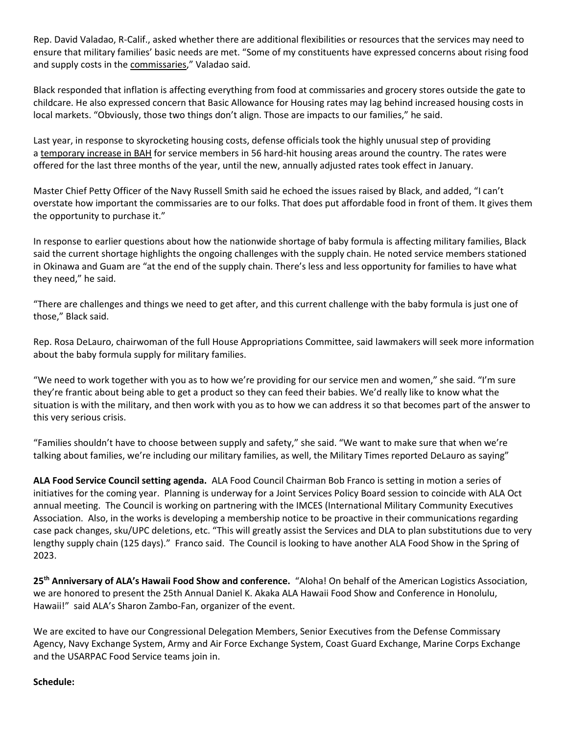Rep. David Valadao, R-Calif., asked whether there are additional flexibilities or resources that the services may need to ensure that military families' basic needs are met. "Some of my constituents have expressed concerns about rising food and supply costs in the commissaries," Valadao said.

Black responded that inflation is affecting everything from food at commissaries and grocery stores outside the gate to childcare. He also expressed concern that Basic Allowance for Housing rates may lag behind increased housing costs in local markets. "Obviously, those two things don't align. Those are impacts to our families," he said.

Last year, in response to skyrocketing housing costs, defense officials took the highly unusual step of providing a temporary increase in BAH for service members in 56 hard-hit housing areas around the country. The rates were offered for the last three months of the year, until the new, annually adjusted rates took effect in January.

Master Chief Petty Officer of the Navy Russell Smith said he echoed the issues raised by Black, and added, "I can't overstate how important the commissaries are to our folks. That does put affordable food in front of them. It gives them the opportunity to purchase it."

In response to earlier questions about how the nationwide shortage of baby formula is affecting military families, Black said the current shortage highlights the ongoing challenges with the supply chain. He noted service members stationed in Okinawa and Guam are "at the end of the supply chain. There's less and less opportunity for families to have what they need," he said.

"There are challenges and things we need to get after, and this current challenge with the baby formula is just one of those," Black said.

Rep. Rosa DeLauro, chairwoman of the full House Appropriations Committee, said lawmakers will seek more information about the baby formula supply for military families.

"We need to work together with you as to how we're providing for our service men and women," she said. "I'm sure they're frantic about being able to get a product so they can feed their babies. We'd really like to know what the situation is with the military, and then work with you as to how we can address it so that becomes part of the answer to this very serious crisis.

"Families shouldn't have to choose between supply and safety," she said. "We want to make sure that when we're talking about families, we're including our military families, as well, the Military Times reported DeLauro as saying"

**ALA Food Service Council setting agenda.** ALA Food Council Chairman Bob Franco is setting in motion a series of initiatives for the coming year. Planning is underway for a Joint Services Policy Board session to coincide with ALA Oct annual meeting. The Council is working on partnering with the IMCES (International Military Community Executives Association. Also, in the works is developing a membership notice to be proactive in their communications regarding case pack changes, sku/UPC deletions, etc. "This will greatly assist the Services and DLA to plan substitutions due to very lengthy supply chain (125 days)." Franco said. The Council is looking to have another ALA Food Show in the Spring of 2023.

**25th Anniversary of ALA's Hawaii Food Show and conference.** "Aloha! On behalf of the American Logistics Association, we are honored to present the 25th Annual Daniel K. Akaka ALA Hawaii Food Show and Conference in Honolulu, Hawaii!" said ALA's Sharon Zambo-Fan, organizer of the event.

We are excited to have our Congressional Delegation Members, Senior Executives from the Defense Commissary Agency, Navy Exchange System, Army and Air Force Exchange System, Coast Guard Exchange, Marine Corps Exchange and the USARPAC Food Service teams join in.

**Schedule:**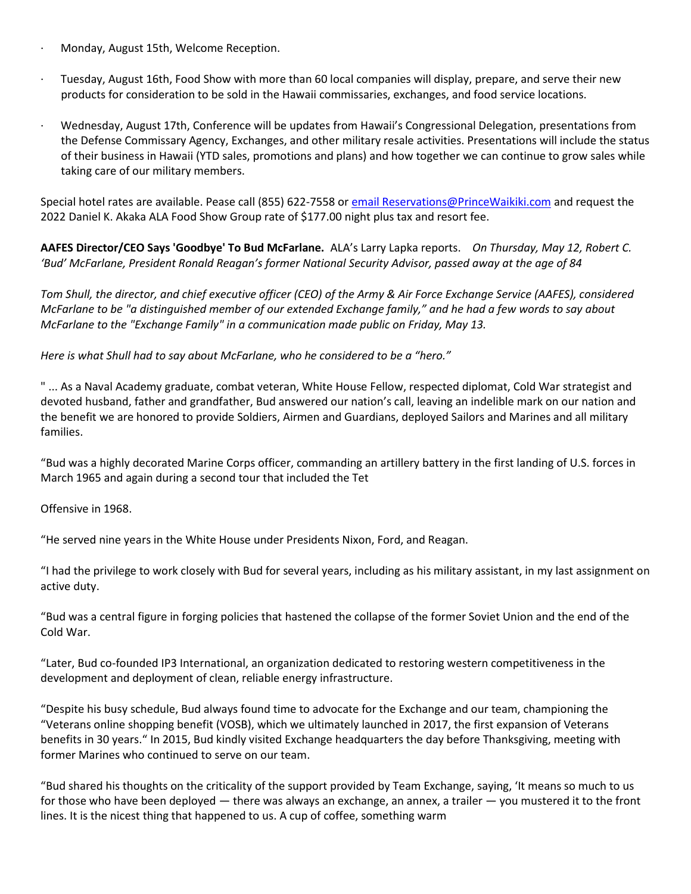- Monday, August 15th, Welcome Reception.
- Tuesday, August 16th, Food Show with more than 60 local companies will display, prepare, and serve their new products for consideration to be sold in the Hawaii commissaries, exchanges, and food service locations.
- Wednesday, August 17th, Conference will be updates from Hawaii's Congressional Delegation, presentations from the Defense Commissary Agency, Exchanges, and other military resale activities. Presentations will include the status of their business in Hawaii (YTD sales, promotions and plans) and how together we can continue to grow sales while taking care of our military members.

Special hotel rates are available. Pease call (855) 622-7558 or [email Reservations@PrinceWaikiki.com](mailto:Reservations@PrinceWaikiki.com) and request the 2022 Daniel K. Akaka ALA Food Show Group rate of $177.00 night plus tax and resort fee.

**AAFES Director/CEO Says 'Goodbye' To Bud McFarlane.** ALA's Larry Lapka reports. *On Thursday, May 12, Robert C. 'Bud' McFarlane, President Ronald Reagan's former National Security Advisor, passed away at the age of 84*

*Tom Shull, the director, and chief executive officer (CEO) of the Army & Air Force Exchange Service (AAFES), considered McFarlane to be "a distinguished member of our extended Exchange family," and he had a few words to say about McFarlane to the "Exchange Family" in a communication made public on Friday, May 13.*

*Here is what Shull had to say about McFarlane, who he considered to be a "hero."*

" ... As a Naval Academy graduate, combat veteran, White House Fellow, respected diplomat, Cold War strategist and devoted husband, father and grandfather, Bud answered our nation's call, leaving an indelible mark on our nation and the benefit we are honored to provide Soldiers, Airmen and Guardians, deployed Sailors and Marines and all military families.

"Bud was a highly decorated Marine Corps officer, commanding an artillery battery in the first landing of U.S. forces in March 1965 and again during a second tour that included the Tet

Offensive in 1968.

"He served nine years in the White House under Presidents Nixon, Ford, and Reagan.

"I had the privilege to work closely with Bud for several years, including as his military assistant, in my last assignment on active duty.

"Bud was a central figure in forging policies that hastened the collapse of the former Soviet Union and the end of the Cold War.

"Later, Bud co-founded IP3 International, an organization dedicated to restoring western competitiveness in the development and deployment of clean, reliable energy infrastructure.

"Despite his busy schedule, Bud always found time to advocate for the Exchange and our team, championing the "Veterans online shopping benefit (VOSB), which we ultimately launched in 2017, the first expansion of Veterans benefits in 30 years." In 2015, Bud kindly visited Exchange headquarters the day before Thanksgiving, meeting with former Marines who continued to serve on our team.

"Bud shared his thoughts on the criticality of the support provided by Team Exchange, saying, 'It means so much to us for those who have been deployed — there was always an exchange, an annex, a trailer — you mustered it to the front lines. It is the nicest thing that happened to us. A cup of coffee, something warm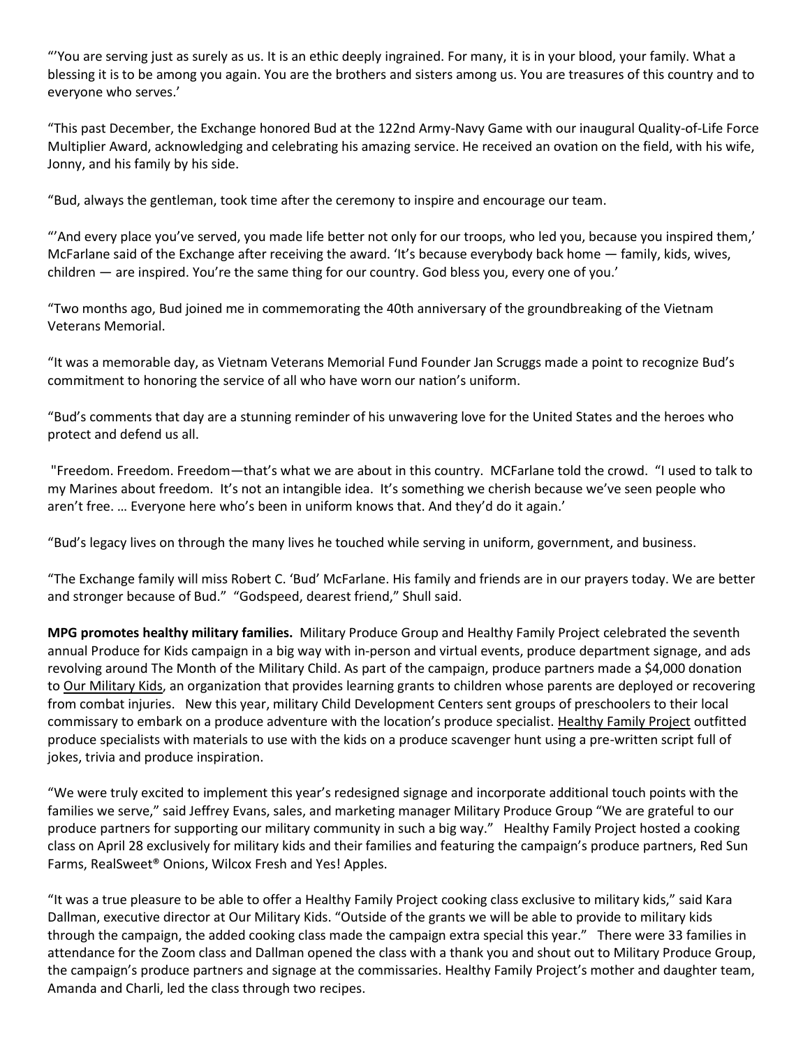"'You are serving just as surely as us. It is an ethic deeply ingrained. For many, it is in your blood, your family. What a blessing it is to be among you again. You are the brothers and sisters among us. You are treasures of this country and to everyone who serves.'

"This past December, the Exchange honored Bud at the 122nd Army-Navy Game with our inaugural Quality-of-Life Force Multiplier Award, acknowledging and celebrating his amazing service. He received an ovation on the field, with his wife, Jonny, and his family by his side.

"Bud, always the gentleman, took time after the ceremony to inspire and encourage our team.

"'And every place you've served, you made life better not only for our troops, who led you, because you inspired them,' McFarlane said of the Exchange after receiving the award. 'It's because everybody back home — family, kids, wives, children — are inspired. You're the same thing for our country. God bless you, every one of you.'

"Two months ago, Bud joined me in commemorating the 40th anniversary of the groundbreaking of the Vietnam Veterans Memorial.

"It was a memorable day, as Vietnam Veterans Memorial Fund Founder Jan Scruggs made a point to recognize Bud's commitment to honoring the service of all who have worn our nation's uniform.

"Bud's comments that day are a stunning reminder of his unwavering love for the United States and the heroes who protect and defend us all.

"Freedom. Freedom. Freedom—that's what we are about in this country. MCFarlane told the crowd. "I used to talk to my Marines about freedom. It's not an intangible idea. It's something we cherish because we've seen people who aren't free. … Everyone here who's been in uniform knows that. And they'd do it again.'

"Bud's legacy lives on through the many lives he touched while serving in uniform, government, and business.

"The Exchange family will miss Robert C. 'Bud' McFarlane. His family and friends are in our prayers today. We are better and stronger because of Bud." "Godspeed, dearest friend," Shull said.

**MPG promotes healthy military families.** Military Produce Group and Healthy Family Project celebrated the seventh annual Produce for Kids campaign in a big way with in-person and virtual events, produce department signage, and ads revolving around The Month of the Military Child. As part of the campaign, produce partners made a $4,000 donation to Our Military Kids, an organization that provides learning grants to children whose parents are deployed or recovering from combat injuries. New this year, military Child Development Centers sent groups of preschoolers to their local commissary to embark on a produce adventure with the location's produce specialist. Healthy Family Project outfitted produce specialists with materials to use with the kids on a produce scavenger hunt using a pre-written script full of jokes, trivia and produce inspiration.

"We were truly excited to implement this year's redesigned signage and incorporate additional touch points with the families we serve," said Jeffrey Evans, sales, and marketing manager Military Produce Group "We are grateful to our produce partners for supporting our military community in such a big way." Healthy Family Project hosted a cooking class on April 28 exclusively for military kids and their families and featuring the campaign's produce partners, Red Sun Farms, RealSweet® Onions, Wilcox Fresh and Yes! Apples.

"It was a true pleasure to be able to offer a Healthy Family Project cooking class exclusive to military kids," said Kara Dallman, executive director at Our Military Kids. "Outside of the grants we will be able to provide to military kids through the campaign, the added cooking class made the campaign extra special this year." There were 33 families in attendance for the Zoom class and Dallman opened the class with a thank you and shout out to Military Produce Group, the campaign's produce partners and signage at the commissaries. Healthy Family Project's mother and daughter team, Amanda and Charli, led the class through two recipes.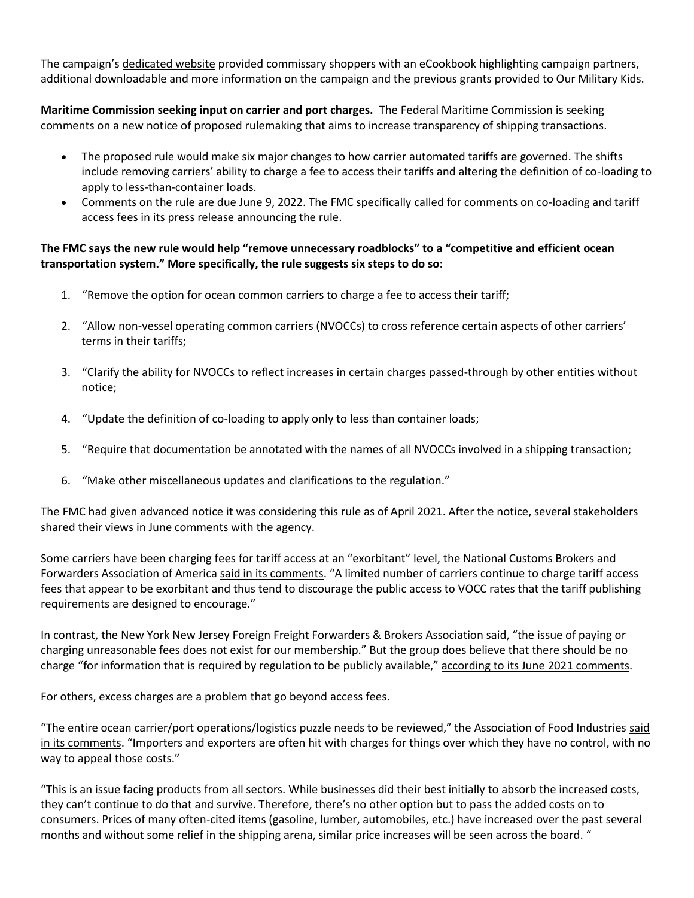The campaign's dedicated website provided commissary shoppers with an eCookbook highlighting campaign partners, additional downloadable and more information on the campaign and the previous grants provided to Our Military Kids.

**Maritime Commission seeking input on carrier and port charges.** The Federal Maritime Commission is seeking comments on a new notice of proposed rulemaking that aims to increase transparency of shipping transactions.

- The proposed rule would make six major changes to how carrier automated tariffs are governed. The shifts include removing carriers' ability to charge a fee to access their tariffs and altering the definition of co-loading to apply to less-than-container loads.
- Comments on the rule are due June 9, 2022. The FMC specifically called for comments on co-loading and tariff access fees in its press release announcing the rule.

**The FMC says the new rule would help "remove unnecessary roadblocks" to a "competitive and efficient ocean transportation system." More specifically, the rule suggests six steps to do so:**

1. "Remove the option for ocean common carriers to charge a fee to access their tariff;
2. "Allow non-vessel operating common carriers (NVOCCs) to cross reference certain aspects of other carriers' terms in their tariffs;
3. "Clarify the ability for NVOCCs to reflect increases in certain charges passed-through by other entities without notice;
4. "Update the definition of co-loading to apply only to less than container loads;
5. "Require that documentation be annotated with the names of all NVOCCs involved in a shipping transaction;
6. "Make other miscellaneous updates and clarifications to the regulation."

The FMC had given advanced notice it was considering this rule as of April 2021. After the notice, several stakeholders shared their views in June comments with the agency.

Some carriers have been charging fees for tariff access at an "exorbitant" level, the National Customs Brokers and Forwarders Association of America said in its comments. "A limited number of carriers continue to charge tariff access fees that appear to be exorbitant and thus tend to discourage the public access to VOCC rates that the tariff publishing requirements are designed to encourage."

In contrast, the New York New Jersey Foreign Freight Forwarders & Brokers Association said, "the issue of paying or charging unreasonable fees does not exist for our membership." But the group does believe that there should be no charge "for information that is required by regulation to be publicly available," according to its June 2021 comments.

For others, excess charges are a problem that go beyond access fees.

"The entire ocean carrier/port operations/logistics puzzle needs to be reviewed," the Association of Food Industries said in its comments. "Importers and exporters are often hit with charges for things over which they have no control, with no way to appeal those costs."

"This is an issue facing products from all sectors. While businesses did their best initially to absorb the increased costs, they can't continue to do that and survive. Therefore, there's no other option but to pass the added costs on to consumers. Prices of many often-cited items (gasoline, lumber, automobiles, etc.) have increased over the past several months and without some relief in the shipping arena, similar price increases will be seen across the board. "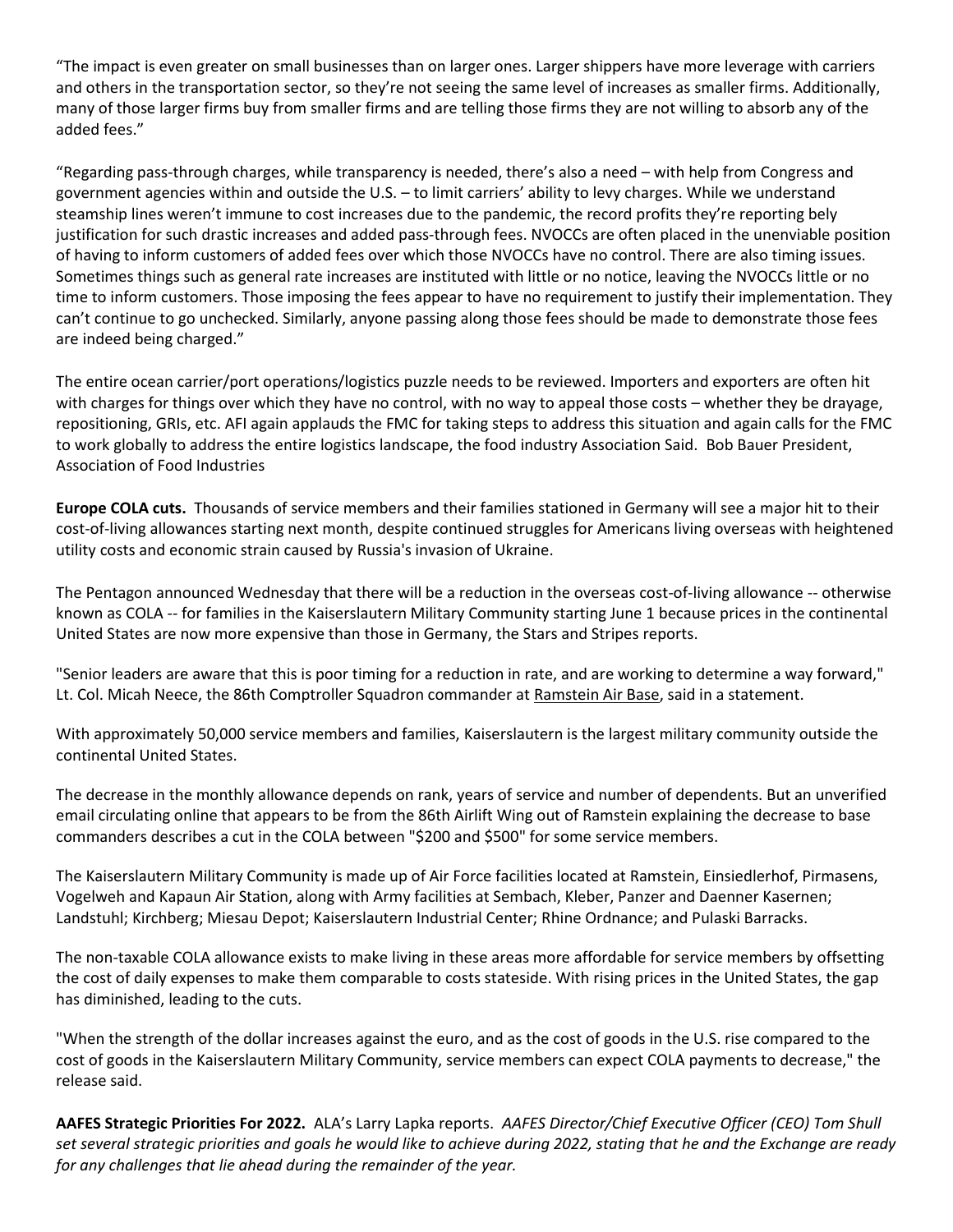"The impact is even greater on small businesses than on larger ones. Larger shippers have more leverage with carriers and others in the transportation sector, so they're not seeing the same level of increases as smaller firms. Additionally, many of those larger firms buy from smaller firms and are telling those firms they are not willing to absorb any of the added fees."

"Regarding pass-through charges, while transparency is needed, there's also a need – with help from Congress and government agencies within and outside the U.S. – to limit carriers' ability to levy charges. While we understand steamship lines weren't immune to cost increases due to the pandemic, the record profits they're reporting bely justification for such drastic increases and added pass-through fees. NVOCCs are often placed in the unenviable position of having to inform customers of added fees over which those NVOCCs have no control. There are also timing issues. Sometimes things such as general rate increases are instituted with little or no notice, leaving the NVOCCs little or no time to inform customers. Those imposing the fees appear to have no requirement to justify their implementation. They can't continue to go unchecked. Similarly, anyone passing along those fees should be made to demonstrate those fees are indeed being charged."

The entire ocean carrier/port operations/logistics puzzle needs to be reviewed. Importers and exporters are often hit with charges for things over which they have no control, with no way to appeal those costs – whether they be drayage, repositioning, GRIs, etc. AFI again applauds the FMC for taking steps to address this situation and again calls for the FMC to work globally to address the entire logistics landscape, the food industry Association Said. Bob Bauer President, Association of Food Industries

**Europe COLA cuts.** Thousands of service members and their families stationed in Germany will see a major hit to their cost-of-living allowances starting next month, despite continued struggles for Americans living overseas with heightened utility costs and economic strain caused by Russia's invasion of Ukraine.

The Pentagon announced Wednesday that there will be a reduction in the overseas cost-of-living allowance -- otherwise known as COLA -- for families in the Kaiserslautern Military Community starting June 1 because prices in the continental United States are now more expensive than those in Germany, the Stars and Stripes reports.

"Senior leaders are aware that this is poor timing for a reduction in rate, and are working to determine a way forward," Lt. Col. Micah Neece, the 86th Comptroller Squadron commander at Ramstein Air Base, said in a statement.

With approximately 50,000 service members and families, Kaiserslautern is the largest military community outside the continental United States.

The decrease in the monthly allowance depends on rank, years of service and number of dependents. But an unverified email circulating online that appears to be from the 86th Airlift Wing out of Ramstein explaining the decrease to base commanders describes a cut in the COLA between "$200 and $500" for some service members.

The Kaiserslautern Military Community is made up of Air Force facilities located at Ramstein, Einsiedlerhof, Pirmasens, Vogelweh and Kapaun Air Station, along with Army facilities at Sembach, Kleber, Panzer and Daenner Kasernen; Landstuhl; Kirchberg; Miesau Depot; Kaiserslautern Industrial Center; Rhine Ordnance; and Pulaski Barracks.

The non-taxable COLA allowance exists to make living in these areas more affordable for service members by offsetting the cost of daily expenses to make them comparable to costs stateside. With rising prices in the United States, the gap has diminished, leading to the cuts.

"When the strength of the dollar increases against the euro, and as the cost of goods in the U.S. rise compared to the cost of goods in the Kaiserslautern Military Community, service members can expect COLA payments to decrease," the release said.

**AAFES Strategic Priorities For 2022.** ALA's Larry Lapka reports. *AAFES Director/Chief Executive Officer (CEO) Tom Shull set several strategic priorities and goals he would like to achieve during 2022, stating that he and the Exchange are ready for any challenges that lie ahead during the remainder of the year.*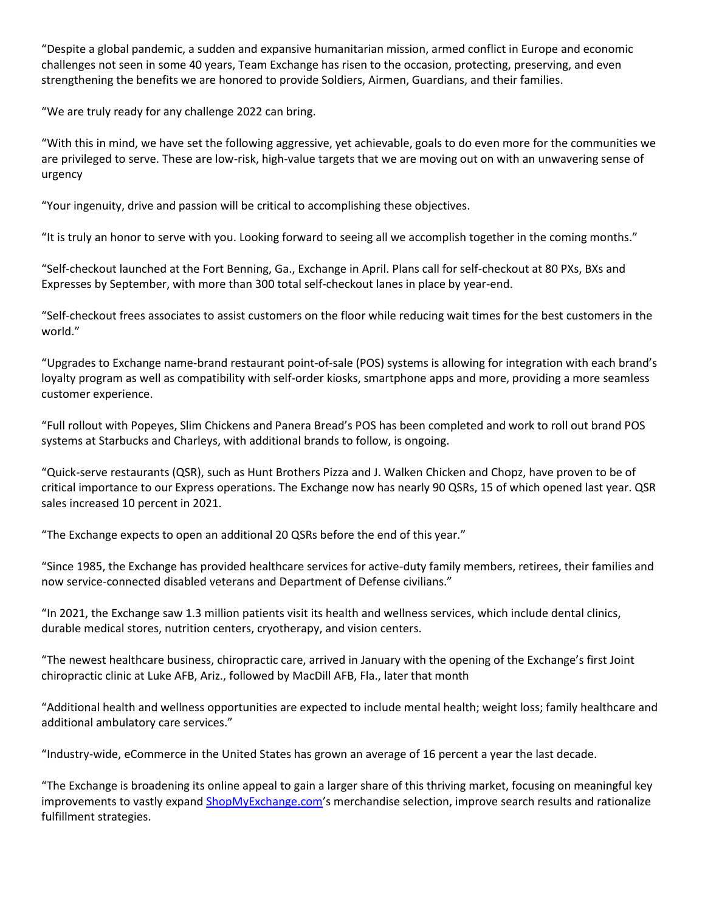"Despite a global pandemic, a sudden and expansive humanitarian mission, armed conflict in Europe and economic challenges not seen in some 40 years, Team Exchange has risen to the occasion, protecting, preserving, and even strengthening the benefits we are honored to provide Soldiers, Airmen, Guardians, and their families.

"We are truly ready for any challenge 2022 can bring.

"With this in mind, we have set the following aggressive, yet achievable, goals to do even more for the communities we are privileged to serve. These are low-risk, high-value targets that we are moving out on with an unwavering sense of urgency

"Your ingenuity, drive and passion will be critical to accomplishing these objectives.

"It is truly an honor to serve with you. Looking forward to seeing all we accomplish together in the coming months."

"Self-checkout launched at the Fort Benning, Ga., Exchange in April. Plans call for self-checkout at 80 PXs, BXs and Expresses by September, with more than 300 total self-checkout lanes in place by year-end.

"Self-checkout frees associates to assist customers on the floor while reducing wait times for the best customers in the world."

"Upgrades to Exchange name-brand restaurant point-of-sale (POS) systems is allowing for integration with each brand's loyalty program as well as compatibility with self-order kiosks, smartphone apps and more, providing a more seamless customer experience.

"Full rollout with Popeyes, Slim Chickens and Panera Bread's POS has been completed and work to roll out brand POS systems at Starbucks and Charleys, with additional brands to follow, is ongoing.

"Quick-serve restaurants (QSR), such as Hunt Brothers Pizza and J. Walken Chicken and Chopz, have proven to be of critical importance to our Express operations. The Exchange now has nearly 90 QSRs, 15 of which opened last year. QSR sales increased 10 percent in 2021.

"The Exchange expects to open an additional 20 QSRs before the end of this year."

"Since 1985, the Exchange has provided healthcare services for active-duty family members, retirees, their families and now service-connected disabled veterans and Department of Defense civilians."

"In 2021, the Exchange saw 1.3 million patients visit its health and wellness services, which include dental clinics, durable medical stores, nutrition centers, cryotherapy, and vision centers.

"The newest healthcare business, chiropractic care, arrived in January with the opening of the Exchange's first Joint chiropractic clinic at Luke AFB, Ariz., followed by MacDill AFB, Fla., later that month

"Additional health and wellness opportunities are expected to include mental health; weight loss; family healthcare and additional ambulatory care services."

"Industry-wide, eCommerce in the United States has grown an average of 16 percent a year the last decade.

"The Exchange is broadening its online appeal to gain a larger share of this thriving market, focusing on meaningful key improvements to vastly expand ShopMyExchange.com's merchandise selection, improve search results and rationalize fulfillment strategies.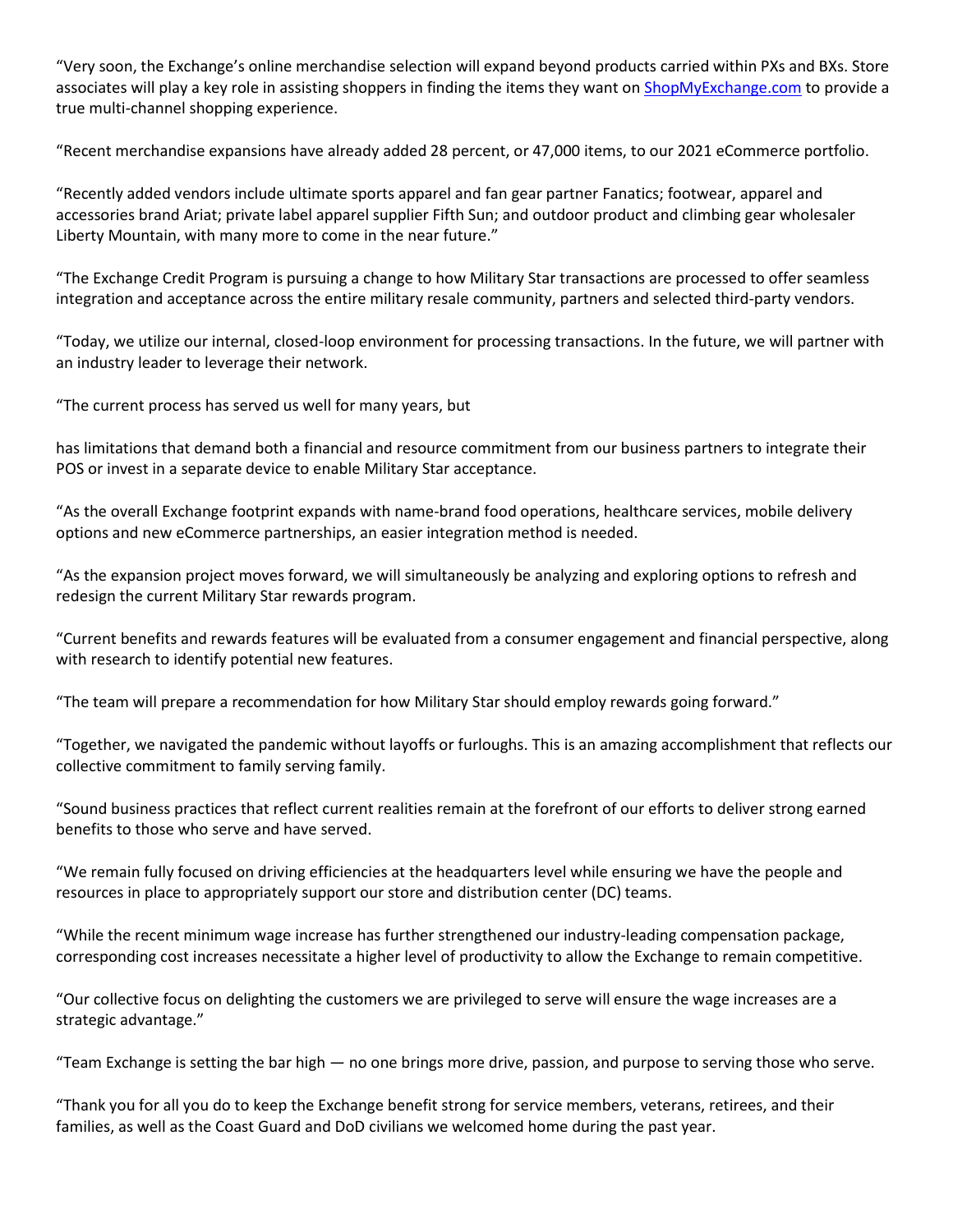"Very soon, the Exchange's online merchandise selection will expand beyond products carried within PXs and BXs. Store associates will play a key role in assisting shoppers in finding the items they want on [ShopMyExchange.com](ShopMyExchange.com) to provide a true multi-channel shopping experience.

"Recent merchandise expansions have already added 28 percent, or 47,000 items, to our 2021 eCommerce portfolio.

"Recently added vendors include ultimate sports apparel and fan gear partner Fanatics; footwear, apparel and accessories brand Ariat; private label apparel supplier Fifth Sun; and outdoor product and climbing gear wholesaler Liberty Mountain, with many more to come in the near future."

"The Exchange Credit Program is pursuing a change to how Military Star transactions are processed to offer seamless integration and acceptance across the entire military resale community, partners and selected third-party vendors.

"Today, we utilize our internal, closed-loop environment for processing transactions. In the future, we will partner with an industry leader to leverage their network.

"The current process has served us well for many years, but

has limitations that demand both a financial and resource commitment from our business partners to integrate their POS or invest in a separate device to enable Military Star acceptance.

"As the overall Exchange footprint expands with name-brand food operations, healthcare services, mobile delivery options and new eCommerce partnerships, an easier integration method is needed.

"As the expansion project moves forward, we will simultaneously be analyzing and exploring options to refresh and redesign the current Military Star rewards program.

"Current benefits and rewards features will be evaluated from a consumer engagement and financial perspective, along with research to identify potential new features.

"The team will prepare a recommendation for how Military Star should employ rewards going forward."

"Together, we navigated the pandemic without layoffs or furloughs. This is an amazing accomplishment that reflects our collective commitment to family serving family.

"Sound business practices that reflect current realities remain at the forefront of our efforts to deliver strong earned benefits to those who serve and have served.

"We remain fully focused on driving efficiencies at the headquarters level while ensuring we have the people and resources in place to appropriately support our store and distribution center (DC) teams.

"While the recent minimum wage increase has further strengthened our industry-leading compensation package, corresponding cost increases necessitate a higher level of productivity to allow the Exchange to remain competitive.

"Our collective focus on delighting the customers we are privileged to serve will ensure the wage increases are a strategic advantage."

"Team Exchange is setting the bar high — no one brings more drive, passion, and purpose to serving those who serve.

"Thank you for all you do to keep the Exchange benefit strong for service members, veterans, retirees, and their families, as well as the Coast Guard and DoD civilians we welcomed home during the past year.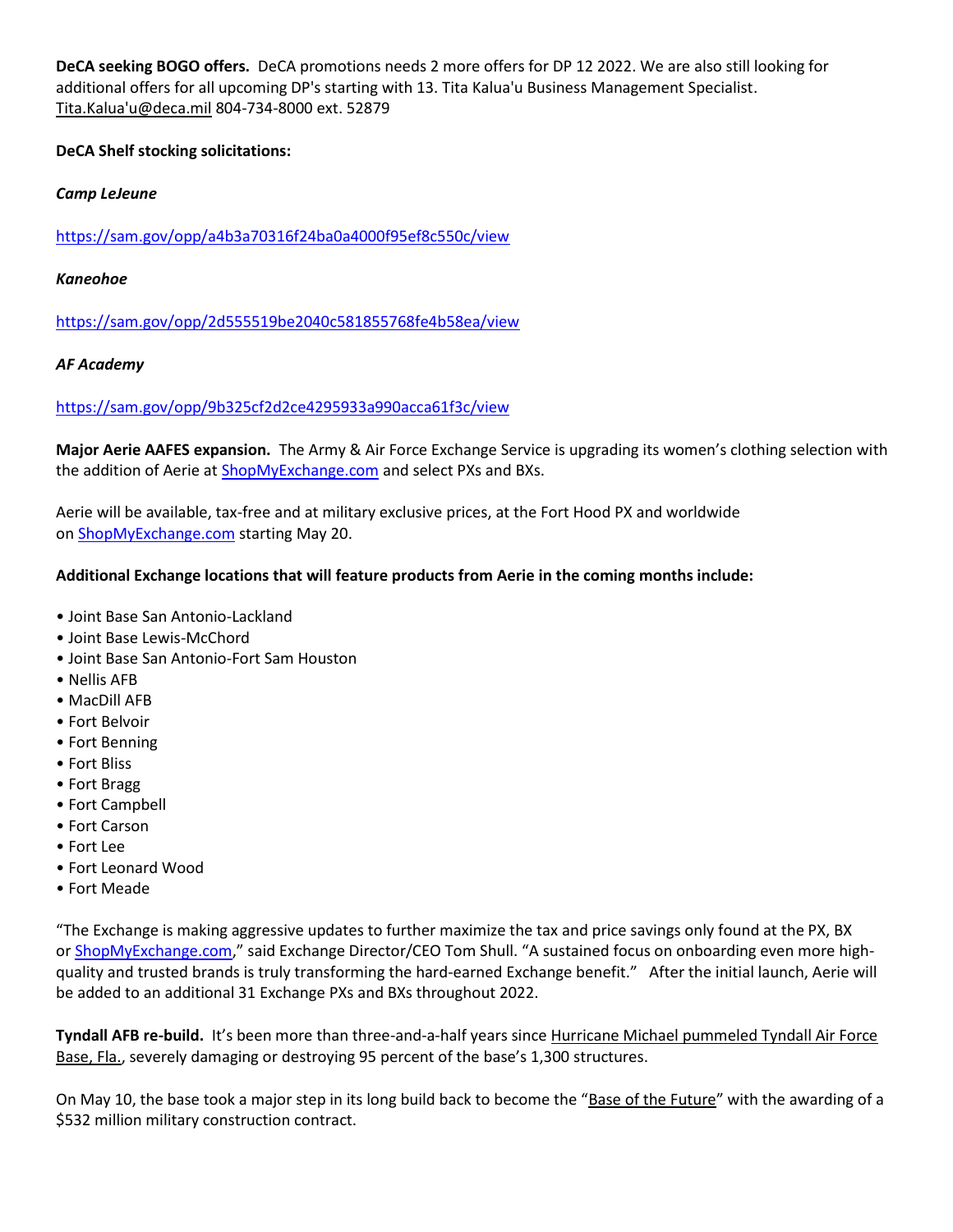**DeCA seeking BOGO offers.** DeCA promotions needs 2 more offers for DP 12 2022. We are also still looking for additional offers for all upcoming DP's starting with 13. Tita Kalua'u Business Management Specialist. Tita.Kalua'u@deca.mil 804-734-8000 ext. 52879

**DeCA Shelf stocking solicitations:**

***Camp LeJeune***

https://sam.gov/opp/a4b3a70316f24ba0a4000f95ef8c550c/view

***Kaneohoe***

https://sam.gov/opp/2d555519be2040c581855768fe4b58ea/view

***AF Academy***

https://sam.gov/opp/9b325cf2d2ce4295933a990acca61f3c/view

**Major Aerie AAFES expansion.** The Army & Air Force Exchange Service is upgrading its women's clothing selection with the addition of Aerie at ShopMyExchange.com and select PXs and BXs.

Aerie will be available, tax-free and at military exclusive prices, at the Fort Hood PX and worldwide on ShopMyExchange.com starting May 20.

**Additional Exchange locations that will feature products from Aerie in the coming months include:**

- Joint Base San Antonio-Lackland
- Joint Base Lewis-McChord
- Joint Base San Antonio-Fort Sam Houston
- Nellis AFB
- MacDill AFB
- Fort Belvoir
- Fort Benning
- Fort Bliss
- Fort Bragg
- Fort Campbell
- Fort Carson
- Fort Lee
- Fort Leonard Wood
- Fort Meade

"The Exchange is making aggressive updates to further maximize the tax and price savings only found at the PX, BX or ShopMyExchange.com," said Exchange Director/CEO Tom Shull. "A sustained focus on onboarding even more high-quality and trusted brands is truly transforming the hard-earned Exchange benefit." After the initial launch, Aerie will be added to an additional 31 Exchange PXs and BXs throughout 2022.

**Tyndall AFB re-build.** It's been more than three-and-a-half years since Hurricane Michael pummeled Tyndall Air Force Base, Fla., severely damaging or destroying 95 percent of the base's 1,300 structures.

On May 10, the base took a major step in its long build back to become the "Base of the Future" with the awarding of a $532 million military construction contract.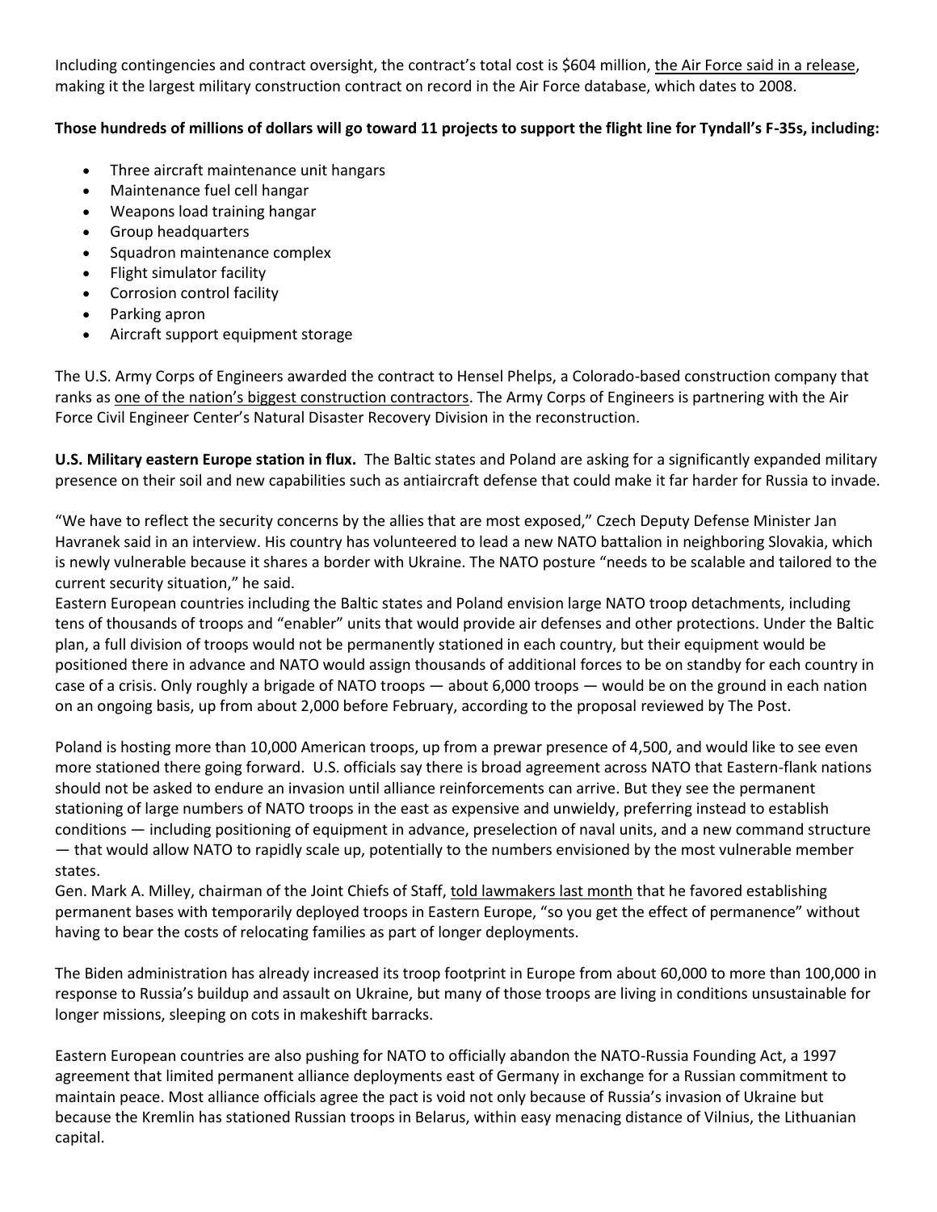Including contingencies and contract oversight, the contract's total cost is $604 million, the Air Force said in a release, making it the largest military construction contract on record in the Air Force database, which dates to 2008.

**Those hundreds of millions of dollars will go toward 11 projects to support the flight line for Tyndall's F-35s, including:**

- Three aircraft maintenance unit hangars
- Maintenance fuel cell hangar
- Weapons load training hangar
- Group headquarters
- Squadron maintenance complex
- Flight simulator facility
- Corrosion control facility
- Parking apron
- Aircraft support equipment storage

The U.S. Army Corps of Engineers awarded the contract to Hensel Phelps, a Colorado-based construction company that ranks as one of the nation's biggest construction contractors. The Army Corps of Engineers is partnering with the Air Force Civil Engineer Center's Natural Disaster Recovery Division in the reconstruction.

**U.S. Military eastern Europe station in flux.** The Baltic states and Poland are asking for a significantly expanded military presence on their soil and new capabilities such as antiaircraft defense that could make it far harder for Russia to invade.

"We have to reflect the security concerns by the allies that are most exposed," Czech Deputy Defense Minister Jan Havranek said in an interview. His country has volunteered to lead a new NATO battalion in neighboring Slovakia, which is newly vulnerable because it shares a border with Ukraine. The NATO posture "needs to be scalable and tailored to the current security situation," he said.

Eastern European countries including the Baltic states and Poland envision large NATO troop detachments, including tens of thousands of troops and "enabler" units that would provide air defenses and other protections. Under the Baltic plan, a full division of troops would not be permanently stationed in each country, but their equipment would be positioned there in advance and NATO would assign thousands of additional forces to be on standby for each country in case of a crisis. Only roughly a brigade of NATO troops — about 6,000 troops — would be on the ground in each nation on an ongoing basis, up from about 2,000 before February, according to the proposal reviewed by The Post.

Poland is hosting more than 10,000 American troops, up from a prewar presence of 4,500, and would like to see even more stationed there going forward. U.S. officials say there is broad agreement across NATO that Eastern-flank nations should not be asked to endure an invasion until alliance reinforcements can arrive. But they see the permanent stationing of large numbers of NATO troops in the east as expensive and unwieldy, preferring instead to establish conditions — including positioning of equipment in advance, preselection of naval units, and a new command structure — that would allow NATO to rapidly scale up, potentially to the numbers envisioned by the most vulnerable member states.

Gen. Mark A. Milley, chairman of the Joint Chiefs of Staff, told lawmakers last month that he favored establishing permanent bases with temporarily deployed troops in Eastern Europe, "so you get the effect of permanence" without having to bear the costs of relocating families as part of longer deployments.

The Biden administration has already increased its troop footprint in Europe from about 60,000 to more than 100,000 in response to Russia's buildup and assault on Ukraine, but many of those troops are living in conditions unsustainable for longer missions, sleeping on cots in makeshift barracks.

Eastern European countries are also pushing for NATO to officially abandon the NATO-Russia Founding Act, a 1997 agreement that limited permanent alliance deployments east of Germany in exchange for a Russian commitment to maintain peace. Most alliance officials agree the pact is void not only because of Russia's invasion of Ukraine but because the Kremlin has stationed Russian troops in Belarus, within easy menacing distance of Vilnius, the Lithuanian capital.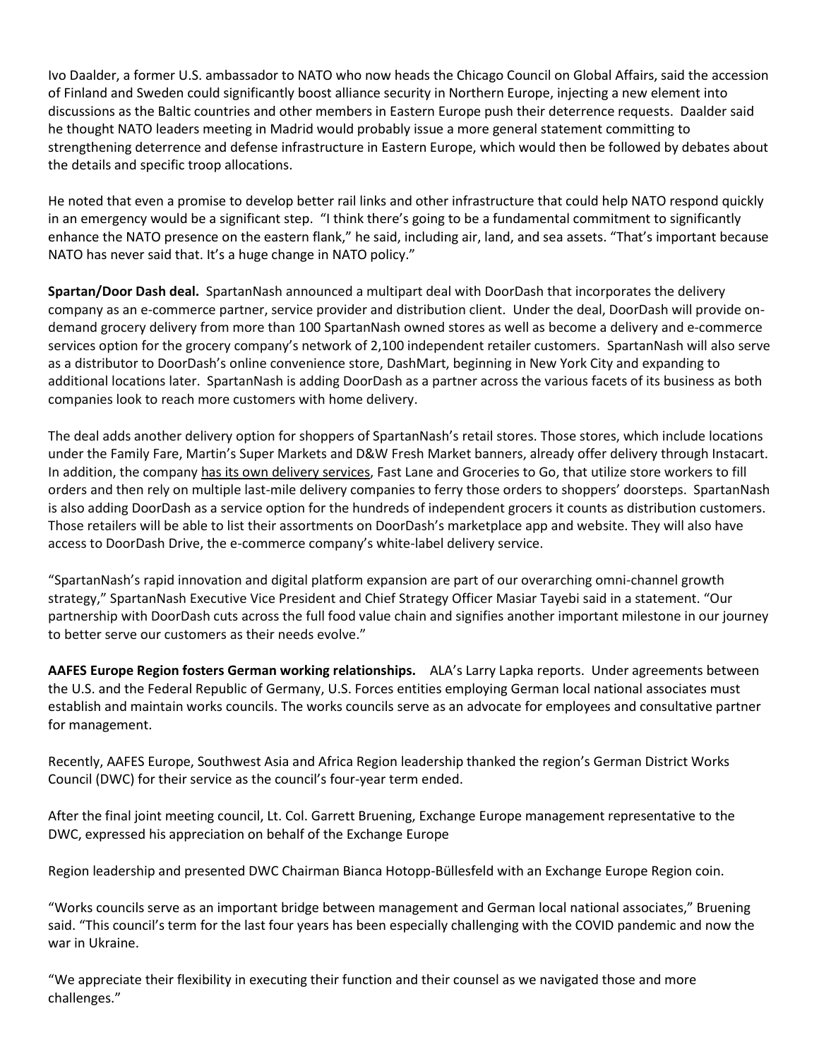Ivo Daalder, a former U.S. ambassador to NATO who now heads the Chicago Council on Global Affairs, said the accession of Finland and Sweden could significantly boost alliance security in Northern Europe, injecting a new element into discussions as the Baltic countries and other members in Eastern Europe push their deterrence requests. Daalder said he thought NATO leaders meeting in Madrid would probably issue a more general statement committing to strengthening deterrence and defense infrastructure in Eastern Europe, which would then be followed by debates about the details and specific troop allocations.

He noted that even a promise to develop better rail links and other infrastructure that could help NATO respond quickly in an emergency would be a significant step. "I think there's going to be a fundamental commitment to significantly enhance the NATO presence on the eastern flank," he said, including air, land, and sea assets. "That's important because NATO has never said that. It's a huge change in NATO policy."

**Spartan/Door Dash deal.** SpartanNash announced a multipart deal with DoorDash that incorporates the delivery company as an e-commerce partner, service provider and distribution client. Under the deal, DoorDash will provide on-demand grocery delivery from more than 100 SpartanNash owned stores as well as become a delivery and e-commerce services option for the grocery company's network of 2,100 independent retailer customers. SpartanNash will also serve as a distributor to DoorDash's online convenience store, DashMart, beginning in New York City and expanding to additional locations later. SpartanNash is adding DoorDash as a partner across the various facets of its business as both companies look to reach more customers with home delivery.

The deal adds another delivery option for shoppers of SpartanNash's retail stores. Those stores, which include locations under the Family Fare, Martin's Super Markets and D&W Fresh Market banners, already offer delivery through Instacart. In addition, the company has its own delivery services, Fast Lane and Groceries to Go, that utilize store workers to fill orders and then rely on multiple last-mile delivery companies to ferry those orders to shoppers' doorsteps. SpartanNash is also adding DoorDash as a service option for the hundreds of independent grocers it counts as distribution customers. Those retailers will be able to list their assortments on DoorDash's marketplace app and website. They will also have access to DoorDash Drive, the e-commerce company's white-label delivery service.

"SpartanNash's rapid innovation and digital platform expansion are part of our overarching omni-channel growth strategy," SpartanNash Executive Vice President and Chief Strategy Officer Masiar Tayebi said in a statement. "Our partnership with DoorDash cuts across the full food value chain and signifies another important milestone in our journey to better serve our customers as their needs evolve."

**AAFES Europe Region fosters German working relationships.** ALA's Larry Lapka reports. Under agreements between the U.S. and the Federal Republic of Germany, U.S. Forces entities employing German local national associates must establish and maintain works councils. The works councils serve as an advocate for employees and consultative partner for management.

Recently, AAFES Europe, Southwest Asia and Africa Region leadership thanked the region's German District Works Council (DWC) for their service as the council's four-year term ended.

After the final joint meeting council, Lt. Col. Garrett Bruening, Exchange Europe management representative to the DWC, expressed his appreciation on behalf of the Exchange Europe

Region leadership and presented DWC Chairman Bianca Hotopp-Büllesfeld with an Exchange Europe Region coin.

"Works councils serve as an important bridge between management and German local national associates," Bruening said. "This council's term for the last four years has been especially challenging with the COVID pandemic and now the war in Ukraine.

"We appreciate their flexibility in executing their function and their counsel as we navigated those and more challenges."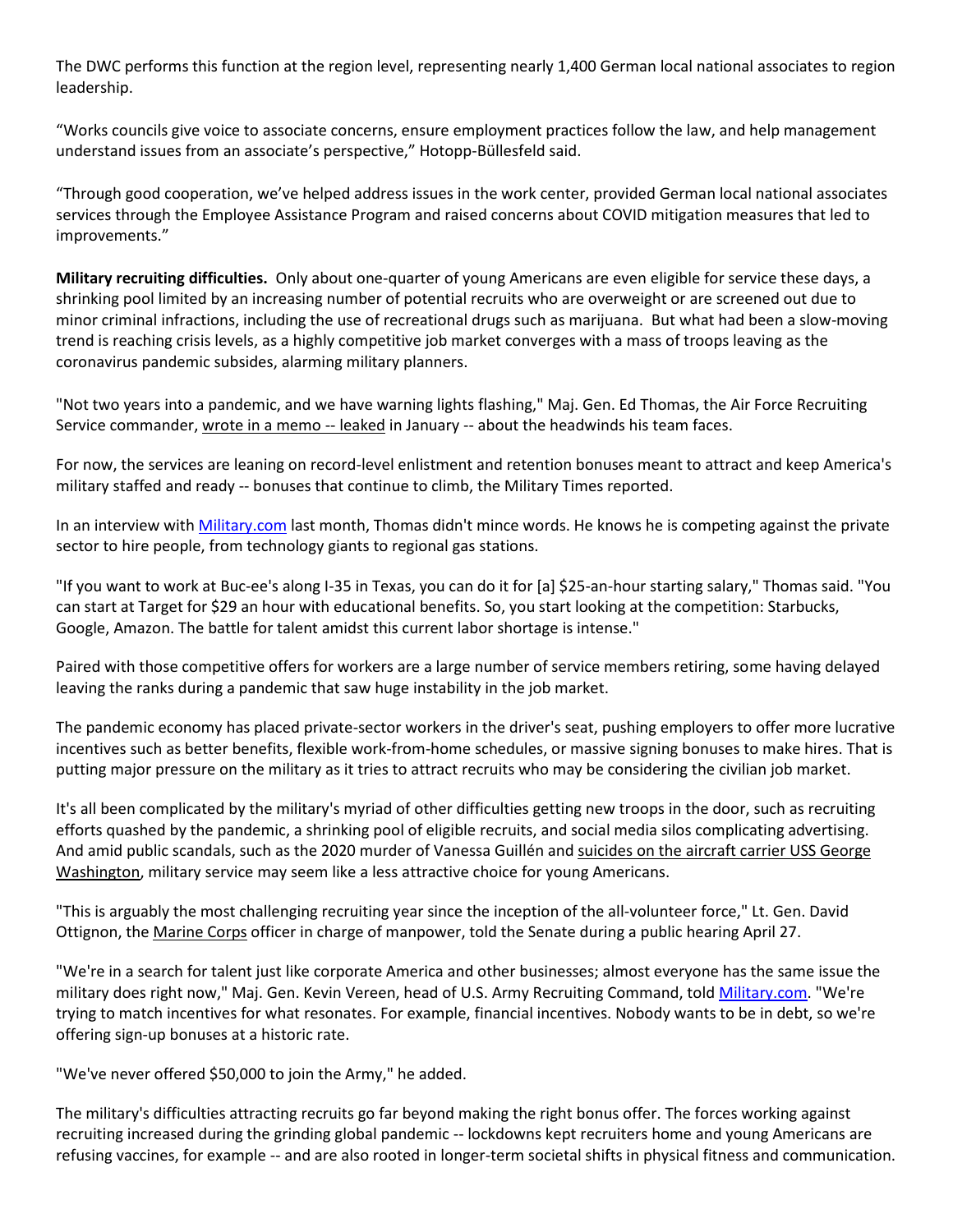The DWC performs this function at the region level, representing nearly 1,400 German local national associates to region leadership.

“Works councils give voice to associate concerns, ensure employment practices follow the law, and help management understand issues from an associate’s perspective,” Hotopp-Büllesfeld said.

“Through good cooperation, we’ve helped address issues in the work center, provided German local national associates services through the Employee Assistance Program and raised concerns about COVID mitigation measures that led to improvements.”

**Military recruiting difficulties.** Only about one-quarter of young Americans are even eligible for service these days, a shrinking pool limited by an increasing number of potential recruits who are overweight or are screened out due to minor criminal infractions, including the use of recreational drugs such as marijuana. But what had been a slow-moving trend is reaching crisis levels, as a highly competitive job market converges with a mass of troops leaving as the coronavirus pandemic subsides, alarming military planners.

"Not two years into a pandemic, and we have warning lights flashing," Maj. Gen. Ed Thomas, the Air Force Recruiting Service commander, wrote in a memo -- leaked in January -- about the headwinds his team faces.

For now, the services are leaning on record-level enlistment and retention bonuses meant to attract and keep America's military staffed and ready -- bonuses that continue to climb, the Military Times reported.

In an interview with Military.com last month, Thomas didn't mince words. He knows he is competing against the private sector to hire people, from technology giants to regional gas stations.

"If you want to work at Buc-ee's along I-35 in Texas, you can do it for [a] $25-an-hour starting salary," Thomas said. "You can start at Target for $29 an hour with educational benefits. So, you start looking at the competition: Starbucks, Google, Amazon. The battle for talent amidst this current labor shortage is intense."

Paired with those competitive offers for workers are a large number of service members retiring, some having delayed leaving the ranks during a pandemic that saw huge instability in the job market.

The pandemic economy has placed private-sector workers in the driver's seat, pushing employers to offer more lucrative incentives such as better benefits, flexible work-from-home schedules, or massive signing bonuses to make hires. That is putting major pressure on the military as it tries to attract recruits who may be considering the civilian job market.

It's all been complicated by the military's myriad of other difficulties getting new troops in the door, such as recruiting efforts quashed by the pandemic, a shrinking pool of eligible recruits, and social media silos complicating advertising. And amid public scandals, such as the 2020 murder of Vanessa Guillén and suicides on the aircraft carrier USS George Washington, military service may seem like a less attractive choice for young Americans.

"This is arguably the most challenging recruiting year since the inception of the all-volunteer force," Lt. Gen. David Ottignon, the Marine Corps officer in charge of manpower, told the Senate during a public hearing April 27.

"We're in a search for talent just like corporate America and other businesses; almost everyone has the same issue the military does right now," Maj. Gen. Kevin Vereen, head of U.S. Army Recruiting Command, told Military.com. "We're trying to match incentives for what resonates. For example, financial incentives. Nobody wants to be in debt, so we're offering sign-up bonuses at a historic rate.

"We've never offered $50,000 to join the Army," he added.

The military's difficulties attracting recruits go far beyond making the right bonus offer. The forces working against recruiting increased during the grinding global pandemic -- lockdowns kept recruiters home and young Americans are refusing vaccines, for example -- and are also rooted in longer-term societal shifts in physical fitness and communication.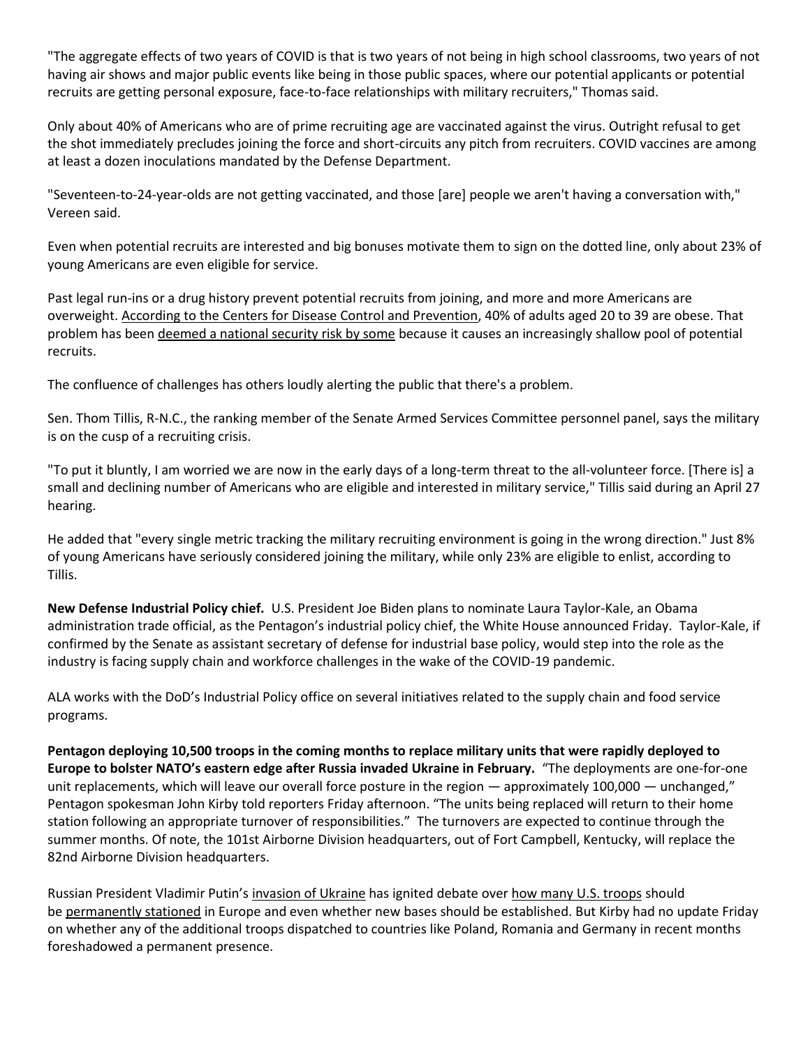"The aggregate effects of two years of COVID is that is two years of not being in high school classrooms, two years of not having air shows and major public events like being in those public spaces, where our potential applicants or potential recruits are getting personal exposure, face-to-face relationships with military recruiters," Thomas said.

Only about 40% of Americans who are of prime recruiting age are vaccinated against the virus. Outright refusal to get the shot immediately precludes joining the force and short-circuits any pitch from recruiters. COVID vaccines are among at least a dozen inoculations mandated by the Defense Department.

"Seventeen-to-24-year-olds are not getting vaccinated, and those [are] people we aren't having a conversation with," Vereen said.

Even when potential recruits are interested and big bonuses motivate them to sign on the dotted line, only about 23% of young Americans are even eligible for service.

Past legal run-ins or a drug history prevent potential recruits from joining, and more and more Americans are overweight. According to the Centers for Disease Control and Prevention, 40% of adults aged 20 to 39 are obese. That problem has been deemed a national security risk by some because it causes an increasingly shallow pool of potential recruits.

The confluence of challenges has others loudly alerting the public that there's a problem.

Sen. Thom Tillis, R-N.C., the ranking member of the Senate Armed Services Committee personnel panel, says the military is on the cusp of a recruiting crisis.

"To put it bluntly, I am worried we are now in the early days of a long-term threat to the all-volunteer force. [There is] a small and declining number of Americans who are eligible and interested in military service," Tillis said during an April 27 hearing.

He added that "every single metric tracking the military recruiting environment is going in the wrong direction." Just 8% of young Americans have seriously considered joining the military, while only 23% are eligible to enlist, according to Tillis.

**New Defense Industrial Policy chief.** U.S. President Joe Biden plans to nominate Laura Taylor-Kale, an Obama administration trade official, as the Pentagon's industrial policy chief, the White House announced Friday. Taylor-Kale, if confirmed by the Senate as assistant secretary of defense for industrial base policy, would step into the role as the industry is facing supply chain and workforce challenges in the wake of the COVID-19 pandemic.

ALA works with the DoD's Industrial Policy office on several initiatives related to the supply chain and food service programs.

**Pentagon deploying 10,500 troops in the coming months to replace military units that were rapidly deployed to Europe to bolster NATO's eastern edge after Russia invaded Ukraine in February.** "The deployments are one-for-one unit replacements, which will leave our overall force posture in the region — approximately 100,000 — unchanged," Pentagon spokesman John Kirby told reporters Friday afternoon. "The units being replaced will return to their home station following an appropriate turnover of responsibilities." The turnovers are expected to continue through the summer months. Of note, the 101st Airborne Division headquarters, out of Fort Campbell, Kentucky, will replace the 82nd Airborne Division headquarters.

Russian President Vladimir Putin's invasion of Ukraine has ignited debate over how many U.S. troops should be permanently stationed in Europe and even whether new bases should be established. But Kirby had no update Friday on whether any of the additional troops dispatched to countries like Poland, Romania and Germany in recent months foreshadowed a permanent presence.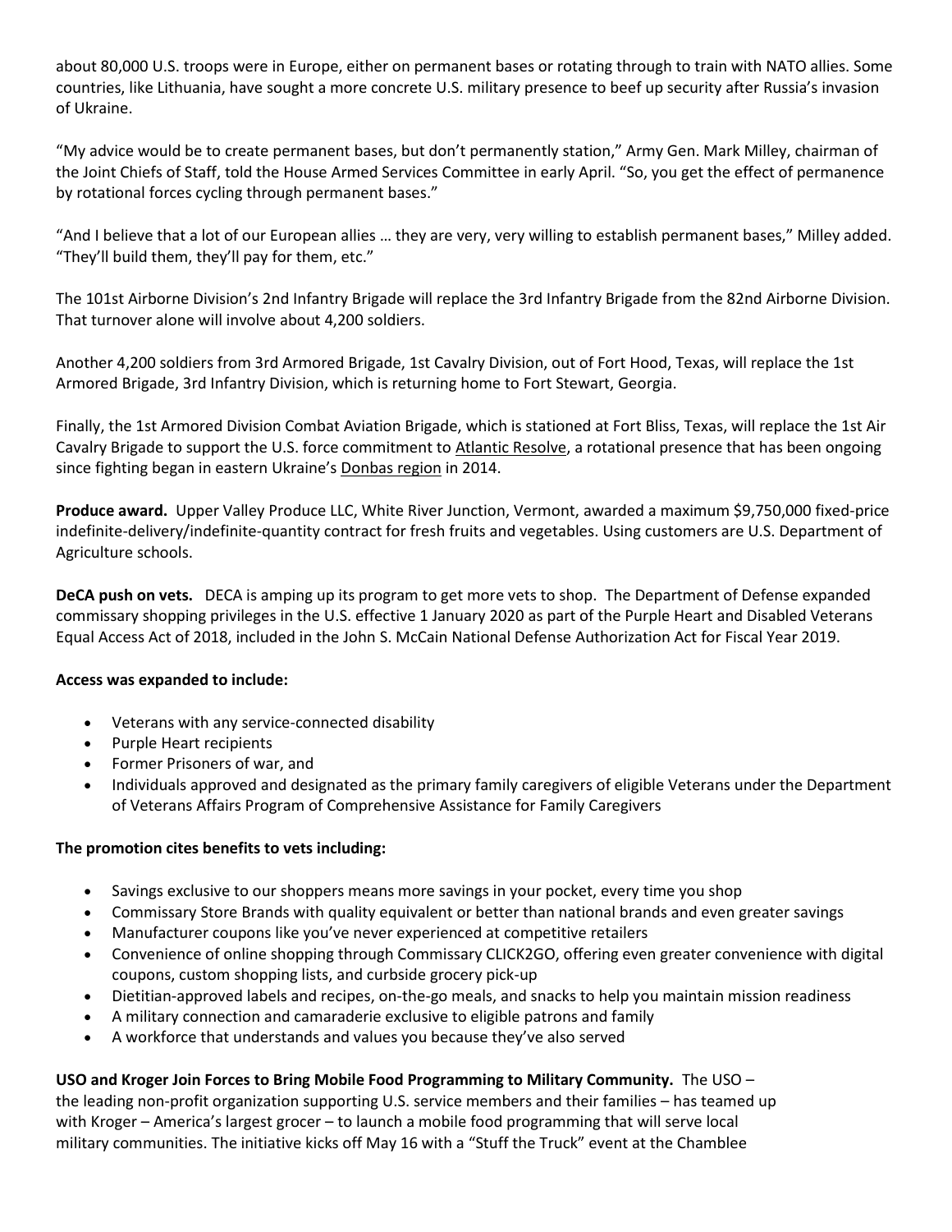about 80,000 U.S. troops were in Europe, either on permanent bases or rotating through to train with NATO allies. Some countries, like Lithuania, have sought a more concrete U.S. military presence to beef up security after Russia's invasion of Ukraine.

"My advice would be to create permanent bases, but don't permanently station," Army Gen. Mark Milley, chairman of the Joint Chiefs of Staff, told the House Armed Services Committee in early April. "So, you get the effect of permanence by rotational forces cycling through permanent bases."

"And I believe that a lot of our European allies … they are very, very willing to establish permanent bases," Milley added. "They'll build them, they'll pay for them, etc."

The 101st Airborne Division's 2nd Infantry Brigade will replace the 3rd Infantry Brigade from the 82nd Airborne Division. That turnover alone will involve about 4,200 soldiers.

Another 4,200 soldiers from 3rd Armored Brigade, 1st Cavalry Division, out of Fort Hood, Texas, will replace the 1st Armored Brigade, 3rd Infantry Division, which is returning home to Fort Stewart, Georgia.

Finally, the 1st Armored Division Combat Aviation Brigade, which is stationed at Fort Bliss, Texas, will replace the 1st Air Cavalry Brigade to support the U.S. force commitment to Atlantic Resolve, a rotational presence that has been ongoing since fighting began in eastern Ukraine's Donbas region in 2014.

**Produce award.** Upper Valley Produce LLC, White River Junction, Vermont, awarded a maximum $9,750,000 fixed-price indefinite-delivery/indefinite-quantity contract for fresh fruits and vegetables. Using customers are U.S. Department of Agriculture schools.

**DeCA push on vets.** DECA is amping up its program to get more vets to shop. The Department of Defense expanded commissary shopping privileges in the U.S. effective 1 January 2020 as part of the Purple Heart and Disabled Veterans Equal Access Act of 2018, included in the John S. McCain National Defense Authorization Act for Fiscal Year 2019.

**Access was expanded to include:**

- Veterans with any service-connected disability
- Purple Heart recipients
- Former Prisoners of war, and
- Individuals approved and designated as the primary family caregivers of eligible Veterans under the Department of Veterans Affairs Program of Comprehensive Assistance for Family Caregivers

**The promotion cites benefits to vets including:**

- Savings exclusive to our shoppers means more savings in your pocket, every time you shop
- Commissary Store Brands with quality equivalent or better than national brands and even greater savings
- Manufacturer coupons like you've never experienced at competitive retailers
- Convenience of online shopping through Commissary CLICK2GO, offering even greater convenience with digital coupons, custom shopping lists, and curbside grocery pick-up
- Dietitian-approved labels and recipes, on-the-go meals, and snacks to help you maintain mission readiness
- A military connection and camaraderie exclusive to eligible patrons and family
- A workforce that understands and values you because they've also served

**USO and Kroger Join Forces to Bring Mobile Food Programming to Military Community.** The USO – the leading non-profit organization supporting U.S. service members and their families – has teamed up with Kroger – America's largest grocer – to launch a mobile food programming that will serve local military communities. The initiative kicks off May 16 with a "Stuff the Truck" event at the Chamblee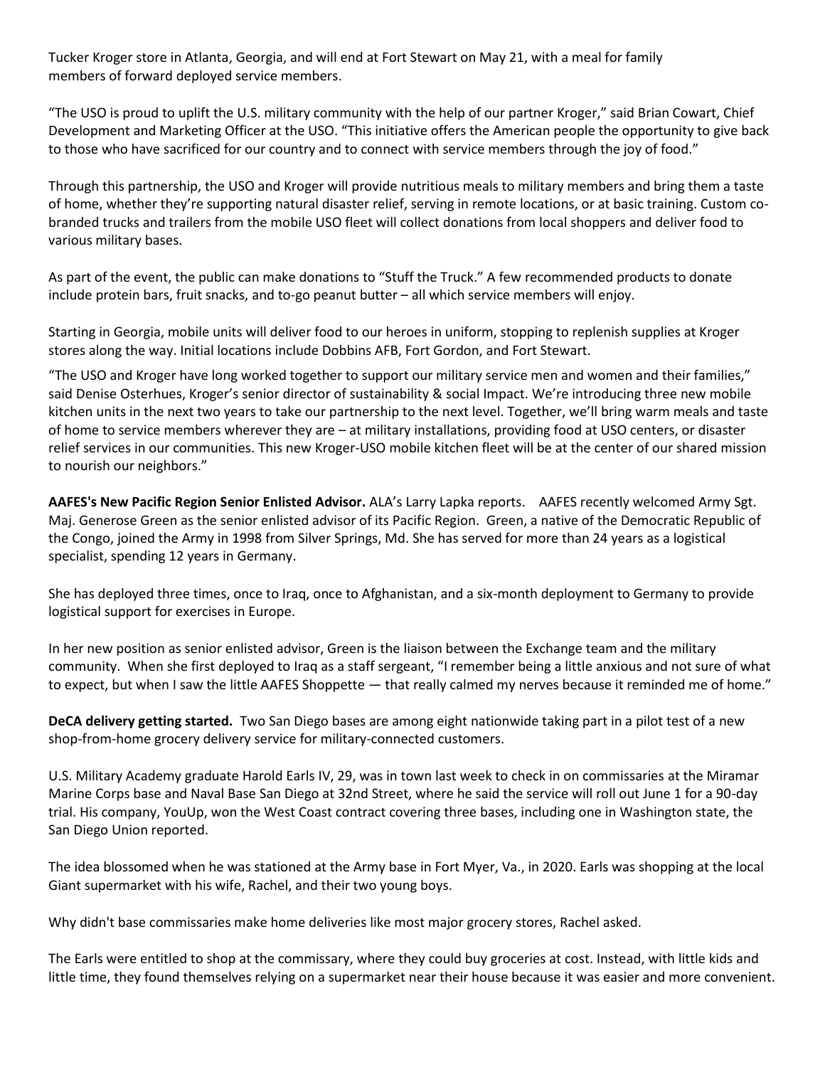Tucker Kroger store in Atlanta, Georgia, and will end at Fort Stewart on May 21, with a meal for family members of forward deployed service members.

"The USO is proud to uplift the U.S. military community with the help of our partner Kroger," said Brian Cowart, Chief Development and Marketing Officer at the USO. "This initiative offers the American people the opportunity to give back to those who have sacrificed for our country and to connect with service members through the joy of food."

Through this partnership, the USO and Kroger will provide nutritious meals to military members and bring them a taste of home, whether they're supporting natural disaster relief, serving in remote locations, or at basic training. Custom co-branded trucks and trailers from the mobile USO fleet will collect donations from local shoppers and deliver food to various military bases.

As part of the event, the public can make donations to "Stuff the Truck." A few recommended products to donate include protein bars, fruit snacks, and to-go peanut butter – all which service members will enjoy.

Starting in Georgia, mobile units will deliver food to our heroes in uniform, stopping to replenish supplies at Kroger stores along the way. Initial locations include Dobbins AFB, Fort Gordon, and Fort Stewart.

"The USO and Kroger have long worked together to support our military service men and women and their families," said Denise Osterhues, Kroger's senior director of sustainability & social Impact. We're introducing three new mobile kitchen units in the next two years to take our partnership to the next level. Together, we'll bring warm meals and taste of home to service members wherever they are – at military installations, providing food at USO centers, or disaster relief services in our communities. This new Kroger-USO mobile kitchen fleet will be at the center of our shared mission to nourish our neighbors."

**AAFES's New Pacific Region Senior Enlisted Advisor.** ALA's Larry Lapka reports. AAFES recently welcomed Army Sgt. Maj. Generose Green as the senior enlisted advisor of its Pacific Region. Green, a native of the Democratic Republic of the Congo, joined the Army in 1998 from Silver Springs, Md. She has served for more than 24 years as a logistical specialist, spending 12 years in Germany.

She has deployed three times, once to Iraq, once to Afghanistan, and a six-month deployment to Germany to provide logistical support for exercises in Europe.

In her new position as senior enlisted advisor, Green is the liaison between the Exchange team and the military community. When she first deployed to Iraq as a staff sergeant, "I remember being a little anxious and not sure of what to expect, but when I saw the little AAFES Shoppette — that really calmed my nerves because it reminded me of home."

**DeCA delivery getting started.** Two San Diego bases are among eight nationwide taking part in a pilot test of a new shop-from-home grocery delivery service for military-connected customers.

U.S. Military Academy graduate Harold Earls IV, 29, was in town last week to check in on commissaries at the Miramar Marine Corps base and Naval Base San Diego at 32nd Street, where he said the service will roll out June 1 for a 90-day trial. His company, YouUp, won the West Coast contract covering three bases, including one in Washington state, the San Diego Union reported.

The idea blossomed when he was stationed at the Army base in Fort Myer, Va., in 2020. Earls was shopping at the local Giant supermarket with his wife, Rachel, and their two young boys.

Why didn't base commissaries make home deliveries like most major grocery stores, Rachel asked.

The Earls were entitled to shop at the commissary, where they could buy groceries at cost. Instead, with little kids and little time, they found themselves relying on a supermarket near their house because it was easier and more convenient.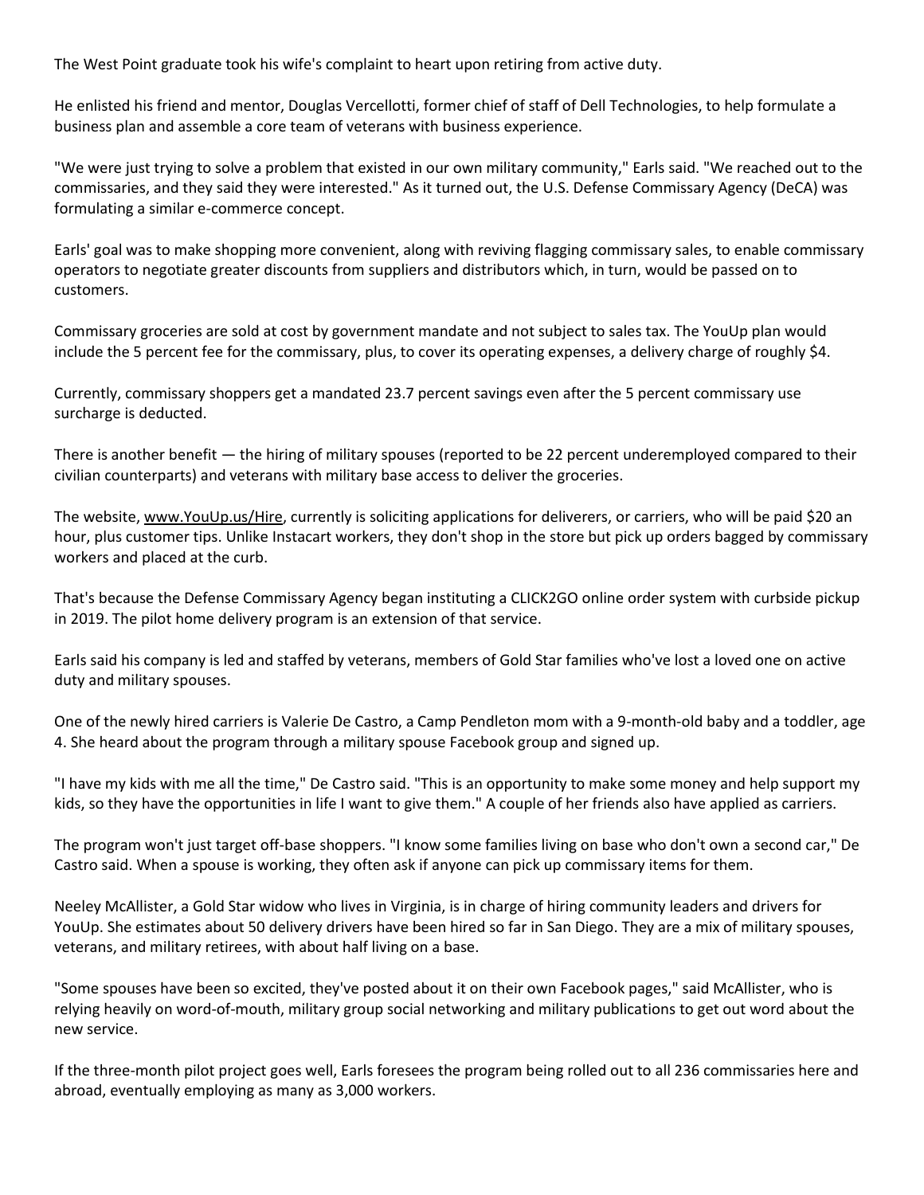The West Point graduate took his wife's complaint to heart upon retiring from active duty.

He enlisted his friend and mentor, Douglas Vercellotti, former chief of staff of Dell Technologies, to help formulate a business plan and assemble a core team of veterans with business experience.

"We were just trying to solve a problem that existed in our own military community," Earls said. "We reached out to the commissaries, and they said they were interested." As it turned out, the U.S. Defense Commissary Agency (DeCA) was formulating a similar e-commerce concept.

Earls' goal was to make shopping more convenient, along with reviving flagging commissary sales, to enable commissary operators to negotiate greater discounts from suppliers and distributors which, in turn, would be passed on to customers.

Commissary groceries are sold at cost by government mandate and not subject to sales tax. The YouUp plan would include the 5 percent fee for the commissary, plus, to cover its operating expenses, a delivery charge of roughly $4.

Currently, commissary shoppers get a mandated 23.7 percent savings even after the 5 percent commissary use surcharge is deducted.

There is another benefit — the hiring of military spouses (reported to be 22 percent underemployed compared to their civilian counterparts) and veterans with military base access to deliver the groceries.

The website, www.YouUp.us/Hire, currently is soliciting applications for deliverers, or carriers, who will be paid $20 an hour, plus customer tips. Unlike Instacart workers, they don't shop in the store but pick up orders bagged by commissary workers and placed at the curb.

That's because the Defense Commissary Agency began instituting a CLICK2GO online order system with curbside pickup in 2019. The pilot home delivery program is an extension of that service.

Earls said his company is led and staffed by veterans, members of Gold Star families who've lost a loved one on active duty and military spouses.

One of the newly hired carriers is Valerie De Castro, a Camp Pendleton mom with a 9-month-old baby and a toddler, age 4. She heard about the program through a military spouse Facebook group and signed up.

"I have my kids with me all the time," De Castro said. "This is an opportunity to make some money and help support my kids, so they have the opportunities in life I want to give them." A couple of her friends also have applied as carriers.

The program won't just target off-base shoppers. "I know some families living on base who don't own a second car," De Castro said. When a spouse is working, they often ask if anyone can pick up commissary items for them.

Neeley McAllister, a Gold Star widow who lives in Virginia, is in charge of hiring community leaders and drivers for YouUp. She estimates about 50 delivery drivers have been hired so far in San Diego. They are a mix of military spouses, veterans, and military retirees, with about half living on a base.

"Some spouses have been so excited, they've posted about it on their own Facebook pages," said McAllister, who is relying heavily on word-of-mouth, military group social networking and military publications to get out word about the new service.

If the three-month pilot project goes well, Earls foresees the program being rolled out to all 236 commissaries here and abroad, eventually employing as many as 3,000 workers.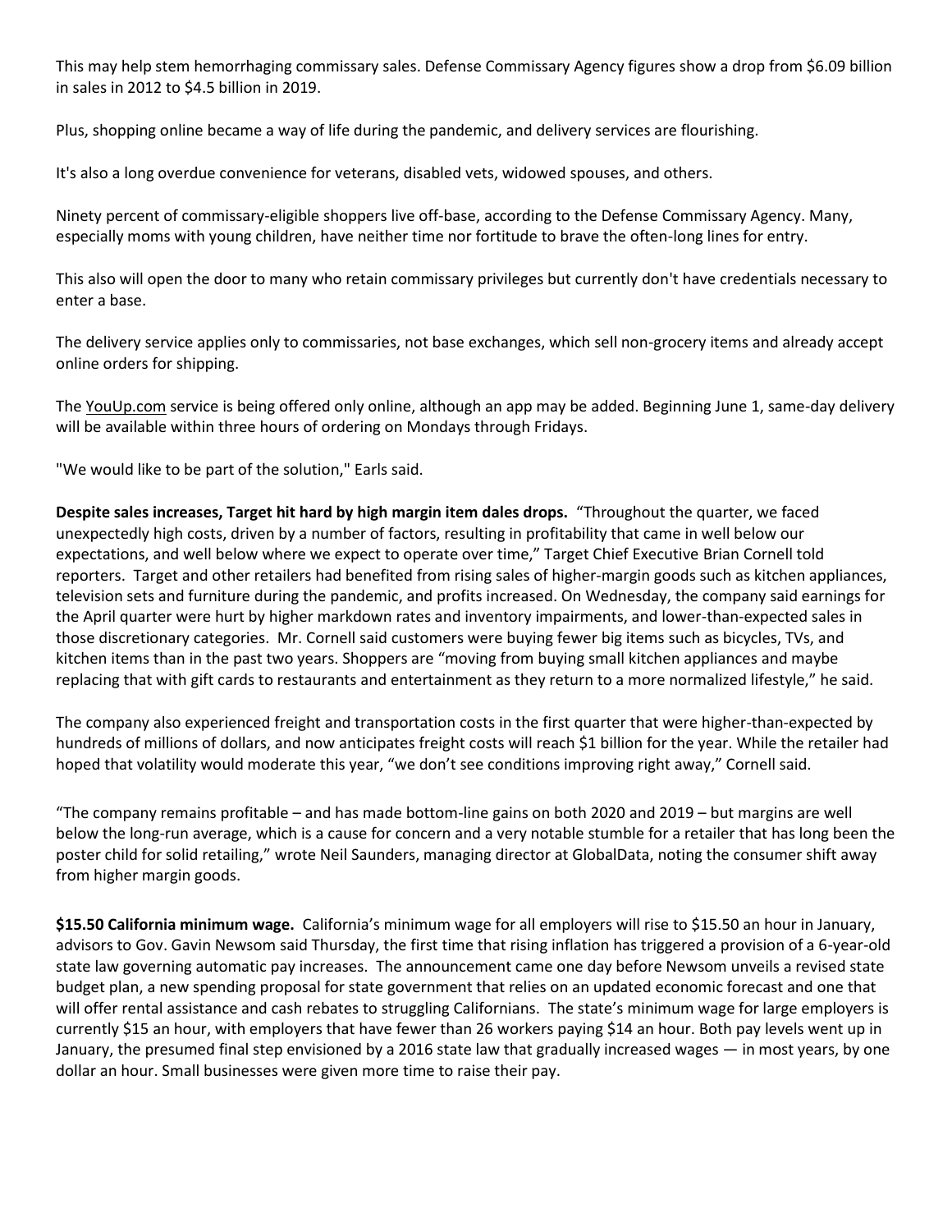This may help stem hemorrhaging commissary sales. Defense Commissary Agency figures show a drop from $6.09 billion in sales in 2012 to $4.5 billion in 2019.

Plus, shopping online became a way of life during the pandemic, and delivery services are flourishing.

It's also a long overdue convenience for veterans, disabled vets, widowed spouses, and others.

Ninety percent of commissary-eligible shoppers live off-base, according to the Defense Commissary Agency. Many, especially moms with young children, have neither time nor fortitude to brave the often-long lines for entry.

This also will open the door to many who retain commissary privileges but currently don't have credentials necessary to enter a base.

The delivery service applies only to commissaries, not base exchanges, which sell non-grocery items and already accept online orders for shipping.

The YouUp.com service is being offered only online, although an app may be added. Beginning June 1, same-day delivery will be available within three hours of ordering on Mondays through Fridays.

"We would like to be part of the solution," Earls said.

**Despite sales increases, Target hit hard by high margin item dales drops.** "Throughout the quarter, we faced unexpectedly high costs, driven by a number of factors, resulting in profitability that came in well below our expectations, and well below where we expect to operate over time," Target Chief Executive Brian Cornell told reporters. Target and other retailers had benefited from rising sales of higher-margin goods such as kitchen appliances, television sets and furniture during the pandemic, and profits increased. On Wednesday, the company said earnings for the April quarter were hurt by higher markdown rates and inventory impairments, and lower-than-expected sales in those discretionary categories. Mr. Cornell said customers were buying fewer big items such as bicycles, TVs, and kitchen items than in the past two years. Shoppers are "moving from buying small kitchen appliances and maybe replacing that with gift cards to restaurants and entertainment as they return to a more normalized lifestyle," he said.

The company also experienced freight and transportation costs in the first quarter that were higher-than-expected by hundreds of millions of dollars, and now anticipates freight costs will reach $1 billion for the year. While the retailer had hoped that volatility would moderate this year, "we don't see conditions improving right away," Cornell said.

"The company remains profitable – and has made bottom-line gains on both 2020 and 2019 – but margins are well below the long-run average, which is a cause for concern and a very notable stumble for a retailer that has long been the poster child for solid retailing," wrote Neil Saunders, managing director at GlobalData, noting the consumer shift away from higher margin goods.

**$15.50 California minimum wage.** California's minimum wage for all employers will rise to $15.50 an hour in January, advisors to Gov. Gavin Newsom said Thursday, the first time that rising inflation has triggered a provision of a 6-year-old state law governing automatic pay increases. The announcement came one day before Newsom unveils a revised state budget plan, a new spending proposal for state government that relies on an updated economic forecast and one that will offer rental assistance and cash rebates to struggling Californians. The state's minimum wage for large employers is currently $15 an hour, with employers that have fewer than 26 workers paying $14 an hour. Both pay levels went up in January, the presumed final step envisioned by a 2016 state law that gradually increased wages — in most years, by one dollar an hour. Small businesses were given more time to raise their pay.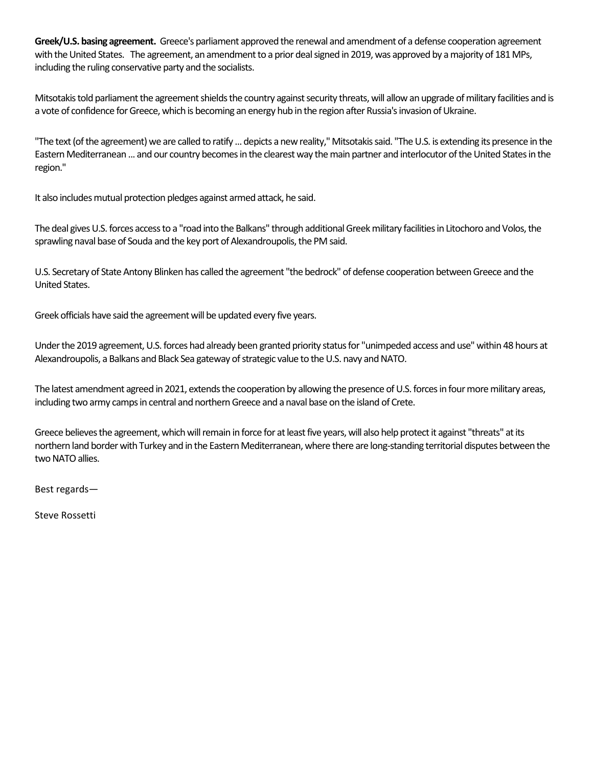**Greek/U.S. basing agreement.** Greece's parliament approved the renewal and amendment of a defense cooperation agreement with the United States. The agreement, an amendment to a prior deal signed in 2019, was approved by a majority of 181 MPs, including the ruling conservative party and the socialists.

Mitsotakis told parliament the agreement shields the country against security threats, will allow an upgrade of military facilities and is a vote of confidence for Greece, which is becoming an energy hub in the region after Russia's invasion of Ukraine.

"The text (of the agreement) we are called to ratify ... depicts a new reality," Mitsotakis said. "The U.S. is extending its presence in the Eastern Mediterranean ... and our country becomes in the clearest way the main partner and interlocutor of the United States in the region."

It also includes mutual protection pledges against armed attack, he said.

The deal gives U.S. forces access to a "road into the Balkans" through additional Greek military facilities in Litochoro and Volos, the sprawling naval base of Souda and the key port of Alexandroupolis, the PM said.

U.S. Secretary of State Antony Blinken has called the agreement "the bedrock" of defense cooperation between Greece and the United States.

Greek officials have said the agreement will be updated every five years.

Under the 2019 agreement, U.S. forces had already been granted priority status for "unimpeded access and use" within 48 hours at Alexandroupolis, a Balkans and Black Sea gateway of strategic value to the U.S. navy and NATO.

The latest amendment agreed in 2021, extends the cooperation by allowing the presence of U.S. forces in four more military areas, including two army camps in central and northern Greece and a naval base on the island of Crete.

Greece believes the agreement, which will remain in force for at least five years, will also help protect it against "threats" at its northern land border with Turkey and in the Eastern Mediterranean, where there are long-standing territorial disputes between the two NATO allies.

Best regards—

Steve Rossetti